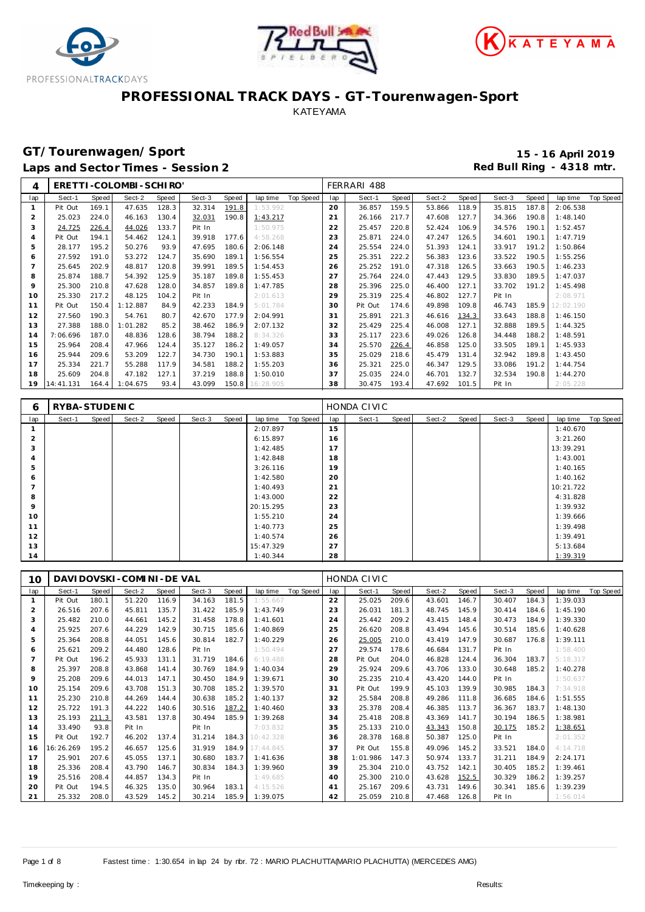# PROFESSIONAL TRACK DAYS - GT-Tourenwagen-Sport

KATEYAMA

## GT/Tourenwagen/Sport

**Laps and Sector Times - Session 2**

**15 - 16 April 2019**

**Red Bull Ring - 4318 mtr.**

| 4 | ERETTI-COLOMBI-SCHIRO' | | | | | | | | | FERRARI 488 | | | | | | | | | |
|---|---|---|---|---|---|---|---|---|---|---|---|---|---|---|---|---|---|---|---|
| lap | Sect-1 | Speed | Sect-2 | Speed | Sect-3 | Speed | lap time | Top Speed | lap | Sect-1 | Speed | Sect-2 | Speed | Sect-3 | Speed | lap time | Top Speed |
| 1 | Pit Out | 169.1 | 47.635 | 128.3 | 32.314 | 191.8 | 1:53.992 | | 20 | 36.857 | 159.5 | 53.866 | 118.9 | 35.815 | 187.8 | 2:06.538 | |
| 2 | 25.023 | 224.0 | 46.163 | 130.4 | 32.031 | 190.8 | 1:43.217 | | 21 | 26.166 | 217.7 | 47.608 | 127.7 | 34.366 | 190.8 | 1:48.140 | |
| 3 | 24.725 | 226.4 | 44.026 | 133.7 | Pit In | | 1:50.975 | | 22 | 25.457 | 220.8 | 52.424 | 106.9 | 34.576 | 190.1 | 1:52.457 | |
| 4 | Pit Out | 194.1 | 54.462 | 124.1 | 39.918 | 177.6 | 4:58.268 | | 23 | 25.871 | 224.0 | 47.247 | 126.5 | 34.601 | 190.1 | 1:47.719 | |
| 5 | 28.177 | 195.2 | 50.276 | 93.9 | 47.695 | 180.6 | 2:06.148 | | 24 | 25.554 | 224.0 | 51.393 | 124.1 | 33.917 | 191.2 | 1:50.864 | |
| 6 | 27.592 | 191.0 | 53.272 | 124.7 | 35.690 | 189.1 | 1:56.554 | | 25 | 25.351 | 222.2 | 56.383 | 123.6 | 33.522 | 190.5 | 1:55.256 | |
| 7 | 25.645 | 202.9 | 48.817 | 120.8 | 39.991 | 189.5 | 1:54.453 | | 26 | 25.252 | 191.0 | 47.318 | 126.5 | 33.663 | 190.5 | 1:46.233 | |
| 8 | 25.874 | 188.7 | 54.392 | 125.9 | 35.187 | 189.8 | 1:55.453 | | 27 | 25.764 | 224.0 | 47.443 | 129.5 | 33.830 | 189.5 | 1:47.037 | |
| 9 | 25.300 | 210.8 | 47.628 | 128.0 | 34.857 | 189.8 | 1:47.785 | | 28 | 25.396 | 225.0 | 46.400 | 127.1 | 33.702 | 191.2 | 1:45.498 | |
| 10 | 25.330 | 217.2 | 48.125 | 104.2 | Pit In | | 2:01.613 | | 29 | 25.319 | 225.4 | 46.802 | 127.7 | Pit In | | 2:08.971 | |
| 11 | Pit Out | 150.4 | 1:12.887 | 84.9 | 42.233 | 184.9 | 5:01.784 | | 30 | Pit Out | 174.6 | 49.898 | 109.8 | 46.743 | 185.9 | 12:02.190 | |
| 12 | 27.560 | 190.3 | 54.761 | 80.7 | 42.670 | 177.9 | 2:04.991 | | 31 | 25.891 | 221.3 | 46.616 | 134.3 | 33.643 | 188.8 | 1:46.150 | |
| 13 | 27.388 | 188.0 | 1:01.282 | 85.2 | 38.462 | 186.9 | 2:07.132 | | 32 | 25.429 | 225.4 | 46.008 | 127.1 | 32.888 | 189.5 | 1:44.325 | |
| 14 | 7:06.696 | 187.0 | 48.836 | 128.6 | 38.794 | 188.2 | 8:34.326 | | 33 | 25.117 | 223.6 | 49.026 | 126.8 | 34.448 | 188.2 | 1:48.591 | |
| 15 | 25.964 | 208.4 | 47.966 | 124.4 | 35.127 | 186.2 | 1:49.057 | | 34 | 25.570 | 226.4 | 46.858 | 125.0 | 33.505 | 189.1 | 1:45.933 | |
| 16 | 25.944 | 209.6 | 53.209 | 122.7 | 34.730 | 190.1 | 1:53.883 | | 35 | 25.029 | 218.6 | 45.479 | 131.4 | 32.942 | 189.8 | 1:43.450 | |
| 17 | 25.334 | 221.7 | 55.288 | 117.9 | 34.581 | 188.2 | 1:55.203 | | 36 | 25.321 | 225.0 | 46.347 | 129.5 | 33.086 | 191.2 | 1:44.754 | |
| 18 | 25.609 | 204.8 | 47.182 | 127.1 | 37.219 | 188.8 | 1:50.010 | | 37 | 25.035 | 224.0 | 46.701 | 132.7 | 32.534 | 190.8 | 1:44.270 | |
| 19 | 14:41.131 | 164.4 | 1:04.675 | 93.4 | 43.099 | 150.8 | 16:28.905 | | 38 | 30.475 | 193.4 | 47.692 | 101.5 | Pit In | | 2:05.228 | |

| 6 | RYBA-STUDENIC | | | | | | | | | HONDA CIVIC | | | | | | | | | |
|---|---|---|---|---|---|---|---|---|---|---|---|---|---|---|---|---|---|---|---|
| lap | Sect-1 | Speed | Sect-2 | Speed | Sect-3 | Speed | lap time | Top Speed | lap | Sect-1 | Speed | Sect-2 | Speed | Sect-3 | Speed | lap time | Top Speed |
| 1 | | | | | | | 2:07.897 | | 15 | | | | | | | 1:40.670 | |
| 2 | | | | | | | 6:15.897 | | 16 | | | | | | | 3:21.260 | |
| 3 | | | | | | | 1:42.485 | | 17 | | | | | | | 13:39.291 | |
| 4 | | | | | | | 1:42.848 | | 18 | | | | | | | 1:43.001 | |
| 5 | | | | | | | 3:26.116 | | 19 | | | | | | | 1:40.165 | |
| 6 | | | | | | | 1:42.580 | | 20 | | | | | | | 1:40.162 | |
| 7 | | | | | | | 1:40.493 | | 21 | | | | | | | 10:21.722 | |
| 8 | | | | | | | 1:43.000 | | 22 | | | | | | | 4:31.828 | |
| 9 | | | | | | | 20:15.295 | | 23 | | | | | | | 1:39.932 | |
| 10 | | | | | | | 1:55.210 | | 24 | | | | | | | 1:39.666 | |
| 11 | | | | | | | 1:40.773 | | 25 | | | | | | | 1:39.498 | |
| 12 | | | | | | | 1:40.574 | | 26 | | | | | | | 1:39.491 | |
| 13 | | | | | | | 15:47.329 | | 27 | | | | | | | 5:13.684 | |
| 14 | | | | | | | 1:40.344 | | 28 | | | | | | | 1:39.319 | |

| 10 | DAVIDOVSKI-COMINI-DE VAL | | | | | | | | | HONDA CIVIC | | | | | | | | | |
|---|---|---|---|---|---|---|---|---|---|---|---|---|---|---|---|---|---|---|---|
| lap | Sect-1 | Speed | Sect-2 | Speed | Sect-3 | Speed | lap time | Top Speed | lap | Sect-1 | Speed | Sect-2 | Speed | Sect-3 | Speed | lap time | Top Speed |
| 1 | Pit Out | 180.1 | 51.220 | 116.9 | 34.163 | 181.5 | 1:55.667 | | 22 | 25.025 | 209.6 | 43.601 | 146.7 | 30.407 | 184.3 | 1:39.033 | |
| 2 | 26.516 | 207.6 | 45.811 | 135.7 | 31.422 | 185.9 | 1:43.749 | | 23 | 26.031 | 181.3 | 48.745 | 145.9 | 30.414 | 184.6 | 1:45.190 | |
| 3 | 25.482 | 210.0 | 44.661 | 145.2 | 31.458 | 178.8 | 1:41.601 | | 24 | 25.442 | 209.2 | 43.415 | 148.4 | 30.473 | 184.9 | 1:39.330 | |
| 4 | 25.925 | 207.6 | 44.229 | 142.9 | 30.715 | 185.6 | 1:40.869 | | 25 | 26.620 | 208.8 | 43.494 | 145.6 | 30.514 | 185.6 | 1:40.628 | |
| 5 | 25.364 | 208.8 | 44.051 | 145.6 | 30.814 | 182.7 | 1:40.229 | | 26 | 25.005 | 210.0 | 43.419 | 147.9 | 30.687 | 176.8 | 1:39.111 | |
| 6 | 25.621 | 209.2 | 44.480 | 128.6 | Pit In | | 1:50.494 | | 27 | 29.574 | 178.6 | 46.684 | 131.7 | Pit In | | 1:58.400 | |
| 7 | Pit Out | 196.2 | 45.933 | 131.1 | 31.719 | 184.6 | 6:19.488 | | 28 | Pit Out | 204.0 | 46.828 | 124.4 | 36.304 | 183.7 | 5:18.317 | |
| 8 | 25.397 | 208.8 | 43.868 | 141.4 | 30.769 | 184.9 | 1:40.034 | | 29 | 25.924 | 209.6 | 43.706 | 133.0 | 30.648 | 185.2 | 1:40.278 | |
| 9 | 25.208 | 209.6 | 44.013 | 147.1 | 30.450 | 184.9 | 1:39.671 | | 30 | 25.235 | 210.4 | 43.420 | 144.0 | Pit In | | 1:50.637 | |
| 10 | 25.154 | 209.6 | 43.708 | 151.3 | 30.708 | 185.2 | 1:39.570 | | 31 | Pit Out | 199.9 | 45.103 | 139.9 | 30.985 | 184.3 | 7:34.918 | |
| 11 | 25.230 | 210.8 | 44.269 | 144.4 | 30.638 | 185.2 | 1:40.137 | | 32 | 25.584 | 208.8 | 49.286 | 111.8 | 36.685 | 184.6 | 1:51.555 | |
| 12 | 25.722 | 191.3 | 44.222 | 140.6 | 30.516 | 187.2 | 1:40.460 | | 33 | 25.378 | 208.4 | 46.385 | 113.7 | 36.367 | 183.7 | 1:48.130 | |
| 13 | 25.193 | 211.3 | 43.581 | 137.8 | 30.494 | 185.9 | 1:39.268 | | 34 | 25.418 | 208.8 | 43.369 | 141.7 | 30.194 | 186.5 | 1:38.981 | |
| 14 | 33.490 | 93.8 | Pit In | | Pit In | | 7:03.832 | | 35 | 25.133 | 210.0 | 43.343 | 150.8 | 30.175 | 185.2 | 1:38.651 | |
| 15 | Pit Out | 192.7 | 46.202 | 137.4 | 31.214 | 184.3 | 10:42.328 | | 36 | 28.378 | 168.8 | 50.387 | 125.0 | Pit In | | 2:01.352 | |
| 16 | 16:26.269 | 195.2 | 46.657 | 125.6 | 31.919 | 184.9 | 17:44.845 | | 37 | Pit Out | 155.8 | 49.096 | 145.2 | 33.521 | 184.0 | 4:14.718 | |
| 17 | 25.901 | 207.6 | 45.055 | 137.1 | 30.680 | 183.7 | 1:41.636 | | 38 | 1:01.986 | 147.3 | 50.974 | 133.7 | 31.211 | 184.9 | 2:24.171 | |
| 18 | 25.336 | 208.4 | 43.790 | 146.7 | 30.834 | 184.3 | 1:39.960 | | 39 | 25.304 | 210.0 | 43.752 | 142.1 | 30.405 | 185.2 | 1:39.461 | |
| 19 | 25.516 | 208.4 | 44.857 | 134.3 | Pit In | | 1:49.685 | | 40 | 25.300 | 210.0 | 43.628 | 152.5 | 30.329 | 186.2 | 1:39.257 | |
| 20 | Pit Out | 194.5 | 46.325 | 135.0 | 30.964 | 183.1 | 4:15.526 | | 41 | 25.167 | 209.6 | 43.731 | 149.6 | 30.341 | 185.6 | 1:39.239 | |
| 21 | 25.332 | 208.0 | 43.529 | 145.2 | 30.214 | 185.9 | 1:39.075 | | 42 | 25.059 | 210.8 | 47.468 | 126.8 | Pit In | | 1:56.014 | |

Fastest time : 1:30.654 in lap 24 by nbr. 72 : MARIO PLACHUTTA(MARIO PLACHUTTA) (MERCEDES AMG)

Timekeeping by : Results: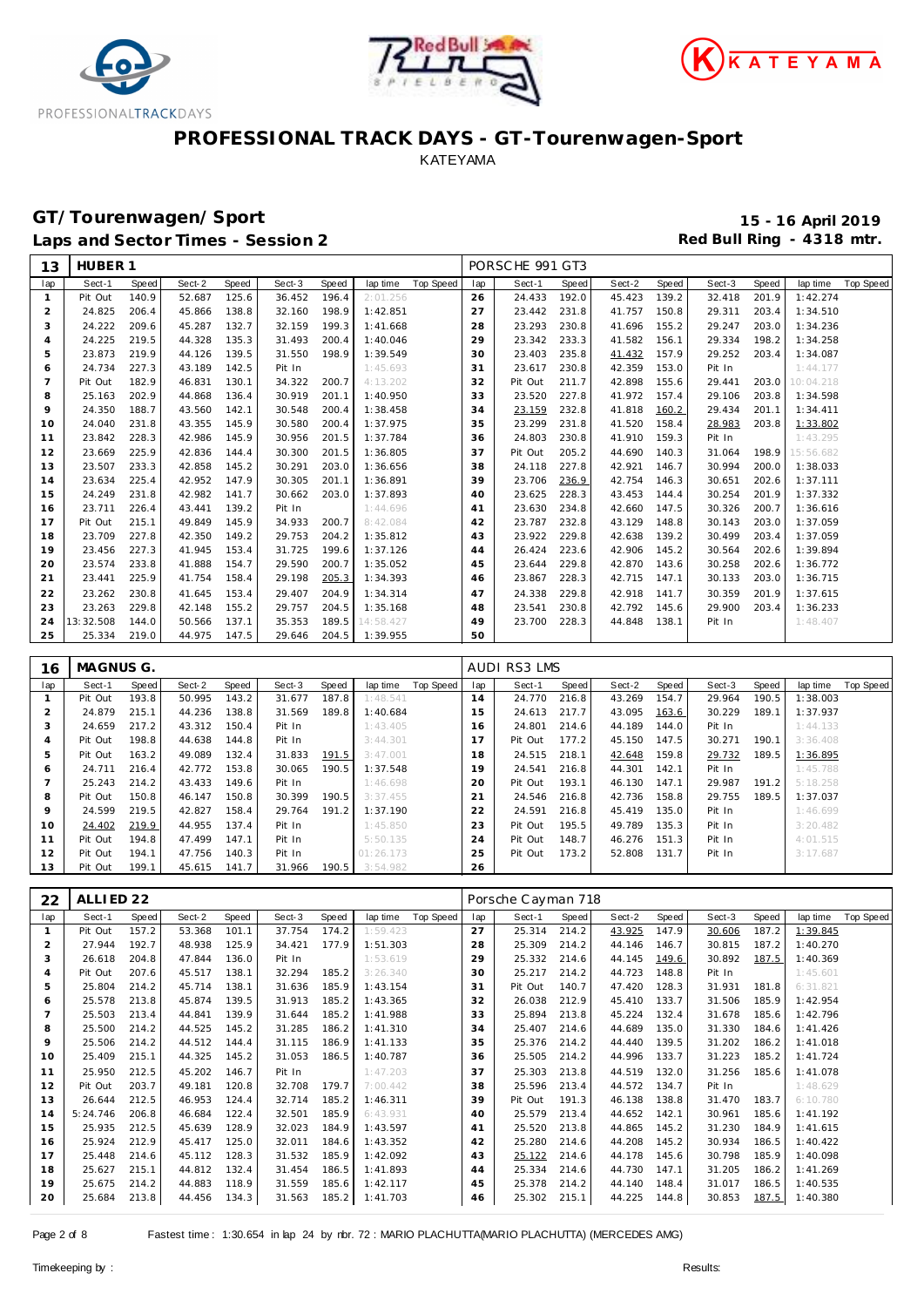# PROFESSIONAL TRACK DAYS - GT-Tourenwagen-Sport

KATEYAMA

## GT/Tourenwagen/Sport

**15 - 16 April 2019**

### Laps and Sector Times - Session 2

**Red Bull Ring - 4318 mtr.**

| 13 | HUBER 1 | | | | | | | | | PORSCHE 991 GT3 | | | | | | | | | |
|---|---|---|---|---|---|---|---|---|---|---|---|---|---|---|---|---|---|---|---|
| lap | Sect-1 | Speed | Sect-2 | Speed | Sect-3 | Speed | lap time | Top Speed | lap | Sect-1 | Speed | Sect-2 | Speed | Sect-3 | Speed | lap time | Top Speed |
| 1 | Pit Out | 140.9 | 52.687 | 125.6 | 36.452 | 196.4 | 2:01.256 | | 26 | 24.433 | 192.0 | 45.423 | 139.2 | 32.418 | 201.9 | 1:42.274 | |
| 2 | 24.825 | 206.4 | 45.866 | 138.8 | 32.160 | 198.9 | 1:42.851 | | 27 | 23.442 | 231.8 | 41.757 | 150.8 | 29.311 | 203.4 | 1:34.510 | |
| 3 | 24.222 | 209.6 | 45.287 | 132.7 | 32.159 | 199.3 | 1:41.668 | | 28 | 23.293 | 230.8 | 41.696 | 155.2 | 29.247 | 203.0 | 1:34.236 | |
| 4 | 24.225 | 219.5 | 44.328 | 135.3 | 31.493 | 200.4 | 1:40.046 | | 29 | 23.342 | 233.3 | 41.582 | 156.1 | 29.334 | 198.2 | 1:34.258 | |
| 5 | 23.873 | 219.9 | 44.126 | 139.5 | 31.550 | 198.9 | 1:39.549 | | 30 | 23.403 | 235.8 | 41.432 | 157.9 | 29.252 | 203.4 | 1:34.087 | |
| 6 | 24.734 | 227.3 | 43.189 | 142.5 | Pit In | | 1:45.693 | | 31 | 23.617 | 230.8 | 42.359 | 153.0 | Pit In | | 1:44.177 | |
| 7 | Pit Out | 182.9 | 46.831 | 130.1 | 34.322 | 200.7 | 4:13.202 | | 32 | Pit Out | 211.7 | 42.898 | 155.6 | 29.441 | 203.0 | 10:04.218 | |
| 8 | 25.163 | 202.9 | 44.868 | 136.4 | 30.919 | 201.1 | 1:40.950 | | 33 | 23.520 | 227.8 | 41.972 | 157.4 | 29.106 | 203.8 | 1:34.598 | |
| 9 | 24.350 | 188.7 | 43.560 | 142.1 | 30.548 | 200.4 | 1:38.458 | | 34 | 23.159 | 232.8 | 41.818 | 160.2 | 29.434 | 201.1 | 1:34.411 | |
| 10 | 24.040 | 231.8 | 43.355 | 145.9 | 30.580 | 200.4 | 1:37.975 | | 35 | 23.299 | 231.8 | 41.520 | 158.4 | 28.983 | 203.8 | 1:33.802 | |
| 11 | 23.842 | 228.3 | 42.986 | 145.9 | 30.956 | 201.5 | 1:37.784 | | 36 | 24.803 | 230.8 | 41.910 | 159.3 | Pit In | | 1:43.295 | |
| 12 | 23.669 | 225.9 | 42.836 | 144.4 | 30.300 | 201.5 | 1:36.805 | | 37 | Pit Out | 205.2 | 44.690 | 140.3 | 31.064 | 198.9 | 15:56.682 | |
| 13 | 23.507 | 233.3 | 42.858 | 145.2 | 30.291 | 203.0 | 1:36.656 | | 38 | 24.118 | 227.8 | 42.921 | 146.7 | 30.994 | 200.0 | 1:38.033 | |
| 14 | 23.634 | 225.4 | 42.952 | 147.9 | 30.305 | 201.1 | 1:36.891 | | 39 | 23.706 | 236.9 | 42.754 | 146.3 | 30.651 | 202.6 | 1:37.111 | |
| 15 | 24.249 | 231.8 | 42.982 | 141.7 | 30.662 | 203.0 | 1:37.893 | | 40 | 23.625 | 228.3 | 43.453 | 144.4 | 30.254 | 201.9 | 1:37.332 | |
| 16 | 23.711 | 226.4 | 43.441 | 139.2 | Pit In | | 1:44.696 | | 41 | 23.630 | 234.8 | 42.660 | 147.5 | 30.326 | 200.7 | 1:36.616 | |
| 17 | Pit Out | 215.1 | 49.849 | 145.9 | 34.933 | 200.7 | 8:42.084 | | 42 | 23.787 | 232.8 | 43.129 | 148.8 | 30.143 | 203.0 | 1:37.059 | |
| 18 | 23.709 | 227.8 | 42.350 | 149.2 | 29.753 | 204.2 | 1:35.812 | | 43 | 23.922 | 229.8 | 42.638 | 139.2 | 30.499 | 203.4 | 1:37.059 | |
| 19 | 23.456 | 227.3 | 41.945 | 153.4 | 31.725 | 199.6 | 1:37.126 | | 44 | 26.424 | 223.6 | 42.906 | 145.2 | 30.564 | 202.6 | 1:39.894 | |
| 20 | 23.574 | 233.8 | 41.888 | 154.7 | 29.590 | 200.7 | 1:35.052 | | 45 | 23.644 | 229.8 | 42.870 | 143.6 | 30.258 | 202.6 | 1:36.772 | |
| 21 | 23.441 | 225.9 | 41.754 | 158.4 | 29.198 | 205.3 | 1:34.393 | | 46 | 23.867 | 228.3 | 42.715 | 147.1 | 30.133 | 203.0 | 1:36.715 | |
| 22 | 23.262 | 230.8 | 41.645 | 153.4 | 29.407 | 204.9 | 1:34.314 | | 47 | 24.338 | 229.8 | 42.918 | 141.7 | 30.359 | 201.9 | 1:37.615 | |
| 23 | 23.263 | 229.8 | 42.148 | 155.2 | 29.757 | 204.5 | 1:35.168 | | 48 | 23.541 | 230.8 | 42.792 | 145.6 | 29.900 | 203.4 | 1:36.233 | |
| 24 | 13:32.508 | 144.0 | 50.566 | 137.1 | 35.353 | 189.5 | 14:58.427 | | 49 | 23.700 | 228.3 | 44.848 | 138.1 | Pit In | | 1:48.407 | |
| 25 | 25.334 | 219.0 | 44.975 | 147.5 | 29.646 | 204.5 | 1:39.955 | | 50 | | | | | | | | |

| 16 | MAGNUS G. | | | | | | | | | AUDI RS3 LMS | | | | | | | | | |
|---|---|---|---|---|---|---|---|---|---|---|---|---|---|---|---|---|---|---|---|
| lap | Sect-1 | Speed | Sect-2 | Speed | Sect-3 | Speed | lap time | Top Speed | lap | Sect-1 | Speed | Sect-2 | Speed | Sect-3 | Speed | lap time | Top Speed |
| 1 | Pit Out | 193.8 | 50.995 | 143.2 | 31.677 | 187.8 | 1:48.541 | | 14 | 24.770 | 216.8 | 43.269 | 154.7 | 29.964 | 190.5 | 1:38.003 | |
| 2 | 24.879 | 215.1 | 44.236 | 138.8 | 31.569 | 189.8 | 1:40.684 | | 15 | 24.613 | 217.7 | 43.095 | 163.6 | 30.229 | 189.1 | 1:37.937 | |
| 3 | 24.659 | 217.2 | 43.312 | 150.4 | Pit In | | 1:43.405 | | 16 | 24.801 | 214.6 | 44.189 | 144.0 | Pit In | | 1:44.133 | |
| 4 | Pit Out | 198.8 | 44.638 | 144.8 | Pit In | | 3:44.301 | | 17 | Pit Out | 177.2 | 45.150 | 147.5 | 30.271 | 190.1 | 3:36.408 | |
| 5 | Pit Out | 163.2 | 49.089 | 132.4 | 31.833 | 191.5 | 3:47.001 | | 18 | 24.515 | 218.1 | 42.648 | 159.8 | 29.732 | 189.5 | 1:36.895 | |
| 6 | 24.711 | 216.4 | 42.772 | 153.8 | 30.065 | 190.5 | 1:37.548 | | 19 | 24.541 | 216.8 | 44.301 | 142.1 | Pit In | | 1:45.788 | |
| 7 | 25.243 | 214.2 | 43.433 | 149.6 | Pit In | | 1:46.698 | | 20 | Pit Out | 193.1 | 46.130 | 147.1 | 29.987 | 191.2 | 5:18.258 | |
| 8 | Pit Out | 150.8 | 46.147 | 150.8 | 30.399 | 190.5 | 3:37.455 | | 21 | 24.546 | 216.8 | 42.736 | 158.8 | 29.755 | 189.5 | 1:37.037 | |
| 9 | 24.599 | 219.5 | 42.827 | 158.4 | 29.764 | 191.2 | 1:37.190 | | 22 | 24.591 | 216.8 | 45.419 | 135.0 | Pit In | | 1:46.699 | |
| 10 | 24.402 | 219.9 | 44.955 | 137.4 | Pit In | | 1:45.850 | | 23 | Pit Out | 195.5 | 49.789 | 135.3 | Pit In | | 3:20.482 | |
| 11 | Pit Out | 194.8 | 47.499 | 147.1 | Pit In | | 5:50.135 | | 24 | Pit Out | 148.7 | 46.276 | 151.3 | Pit In | | 4:01.515 | |
| 12 | Pit Out | 194.1 | 47.756 | 140.3 | Pit In | | 01:26.173 | | 25 | Pit Out | 173.2 | 52.808 | 131.7 | Pit In | | 3:17.687 | |
| 13 | Pit Out | 199.1 | 45.615 | 141.7 | 31.966 | 190.5 | 3:54.982 | | 26 | | | | | | | | |

| 22 | ALLIED 22 | | | | | | | | | Porsche Cayman 718 | | | | | | | | | |
|---|---|---|---|---|---|---|---|---|---|---|---|---|---|---|---|---|---|---|---|
| lap | Sect-1 | Speed | Sect-2 | Speed | Sect-3 | Speed | lap time | Top Speed | lap | Sect-1 | Speed | Sect-2 | Speed | Sect-3 | Speed | lap time | Top Speed |
| 1 | Pit Out | 157.2 | 53.368 | 101.1 | 37.754 | 174.2 | 1:59.423 | | 27 | 25.314 | 214.2 | 43.925 | 147.9 | 30.606 | 187.2 | 1:39.845 | |
| 2 | 27.944 | 192.7 | 48.938 | 125.9 | 34.421 | 177.9 | 1:51.303 | | 28 | 25.309 | 214.2 | 44.146 | 146.7 | 30.815 | 187.2 | 1:40.270 | |
| 3 | 26.618 | 204.8 | 47.844 | 136.0 | Pit In | | 1:53.619 | | 29 | 25.332 | 214.6 | 44.145 | 149.6 | 30.892 | 187.5 | 1:40.369 | |
| 4 | Pit Out | 207.6 | 45.517 | 138.1 | 32.294 | 185.2 | 3:26.340 | | 30 | 25.217 | 214.2 | 44.723 | 148.8 | Pit In | | 1:45.601 | |
| 5 | 25.804 | 214.2 | 45.714 | 138.1 | 31.636 | 185.9 | 1:43.154 | | 31 | Pit Out | 140.7 | 47.420 | 128.3 | 31.931 | 181.8 | 6:31.821 | |
| 6 | 25.578 | 213.8 | 45.874 | 139.5 | 31.913 | 185.2 | 1:43.365 | | 32 | 26.038 | 212.9 | 45.410 | 133.7 | 31.506 | 185.9 | 1:42.954 | |
| 7 | 25.503 | 213.4 | 44.841 | 139.9 | 31.644 | 185.2 | 1:41.988 | | 33 | 25.894 | 213.8 | 45.224 | 132.4 | 31.678 | 185.6 | 1:42.796 | |
| 8 | 25.500 | 214.2 | 44.525 | 145.2 | 31.285 | 186.2 | 1:41.310 | | 34 | 25.407 | 214.6 | 44.689 | 135.0 | 31.330 | 184.6 | 1:41.426 | |
| 9 | 25.506 | 214.2 | 44.512 | 144.4 | 31.115 | 186.9 | 1:41.133 | | 35 | 25.376 | 214.2 | 44.440 | 139.5 | 31.202 | 186.2 | 1:41.018 | |
| 10 | 25.409 | 215.1 | 44.325 | 145.2 | 31.053 | 186.5 | 1:40.787 | | 36 | 25.505 | 214.2 | 44.996 | 133.7 | 31.223 | 185.2 | 1:41.724 | |
| 11 | 25.950 | 212.5 | 45.202 | 146.7 | Pit In | | 1:47.203 | | 37 | 25.303 | 213.8 | 44.519 | 132.0 | 31.256 | 185.6 | 1:41.078 | |
| 12 | Pit Out | 203.7 | 49.181 | 120.8 | 32.708 | 179.7 | 7:00.442 | | 38 | 25.596 | 213.4 | 44.572 | 134.7 | Pit In | | 1:48.629 | |
| 13 | 26.644 | 212.5 | 46.953 | 124.4 | 32.714 | 185.2 | 1:46.311 | | 39 | Pit Out | 191.3 | 46.138 | 138.8 | 31.470 | 183.7 | 6:10.780 | |
| 14 | 5:24.746 | 206.8 | 46.684 | 122.4 | 32.501 | 185.9 | 6:43.931 | | 40 | 25.579 | 213.4 | 44.652 | 142.1 | 30.961 | 185.6 | 1:41.192 | |
| 15 | 25.935 | 212.5 | 45.639 | 128.9 | 32.023 | 184.9 | 1:43.597 | | 41 | 25.520 | 213.8 | 44.865 | 145.2 | 31.230 | 184.9 | 1:41.615 | |
| 16 | 25.924 | 212.9 | 45.417 | 125.0 | 32.011 | 184.6 | 1:43.352 | | 42 | 25.280 | 214.6 | 44.208 | 145.2 | 30.934 | 186.5 | 1:40.422 | |
| 17 | 25.448 | 214.6 | 45.112 | 128.3 | 31.532 | 185.9 | 1:42.092 | | 43 | 25.122 | 214.6 | 44.178 | 145.6 | 30.798 | 185.9 | 1:40.098 | |
| 18 | 25.627 | 215.1 | 44.812 | 132.4 | 31.454 | 186.5 | 1:41.893 | | 44 | 25.334 | 214.6 | 44.730 | 147.1 | 31.205 | 186.2 | 1:41.269 | |
| 19 | 25.675 | 214.2 | 44.883 | 118.9 | 31.559 | 185.6 | 1:42.117 | | 45 | 25.378 | 214.2 | 44.140 | 148.4 | 31.017 | 186.5 | 1:40.535 | |
| 20 | 25.684 | 213.8 | 44.456 | 134.3 | 31.563 | 185.2 | 1:41.703 | | 46 | 25.302 | 215.1 | 44.225 | 144.8 | 30.853 | 187.5 | 1:40.380 | |

Fastest time : 1:30.654 in lap 24 by nbr. 72 : MARIO PLACHUTTA(MARIO PLACHUTTA) (MERCEDES AMG)

Timekeeping by : Results: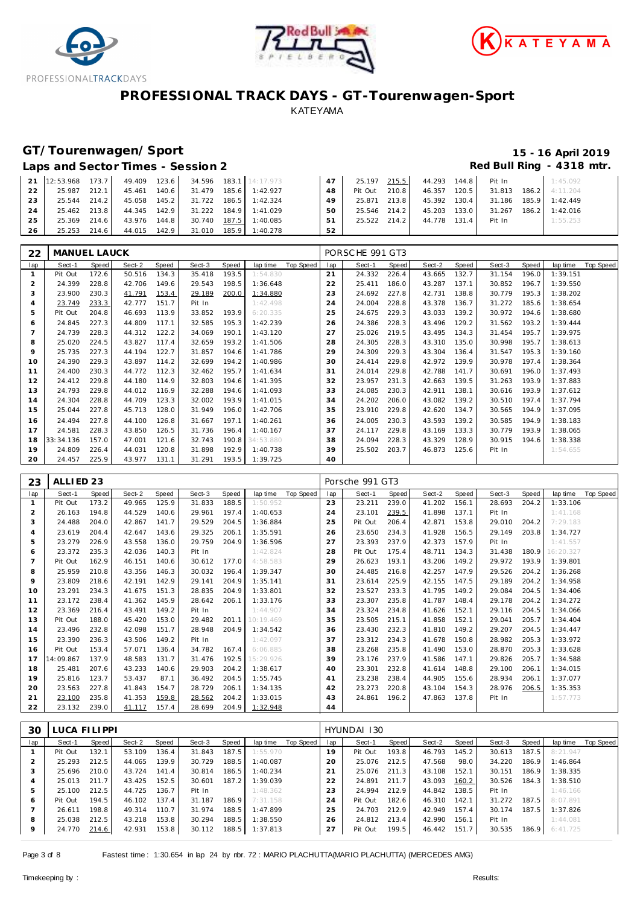# PROFESSIONAL TRACK DAYS - GT-Tourenwagen-Sport

KATEYAMA

## GT/Tourenwagen/Sport

**15 - 16 April 2019**

### Laps and Sector Times - Session 2

**Red Bull Ring - 4318 mtr.**

| 21 | 12:53.968 | 173.7 | 49.409 | 123.6 | 34.596 | 183.1 | 14:17.973 | | 47 | 25.197 | 215.5 | 44.293 | 144.8 | Pit In | | 1:45.092 | |
|---|---|---|---|---|---|---|---|---|---|---|---|---|---|---|---|---|---|
| 22 | 25.987 | 212.1 | 45.461 | 140.6 | 31.479 | 185.6 | 1:42.927 | | 48 | Pit Out | 210.8 | 46.357 | 120.5 | 31.813 | 186.2 | 4:11.204 | |
| 23 | 25.544 | 214.2 | 45.058 | 145.2 | 31.722 | 186.5 | 1:42.324 | | 49 | 25.871 | 213.8 | 45.392 | 130.4 | 31.186 | 185.9 | 1:42.449 | |
| 24 | 25.462 | 213.8 | 44.345 | 142.9 | 31.222 | 184.9 | 1:41.029 | | 50 | 25.546 | 214.2 | 45.203 | 133.0 | 31.267 | 186.2 | 1:42.016 | |
| 25 | 25.369 | 214.6 | 43.976 | 144.8 | 30.740 | 187.5 | 1:40.085 | | 51 | 25.522 | 214.2 | 44.778 | 131.4 | Pit In | | 1:55.253 | |
| 26 | 25.253 | 214.6 | 44.015 | 142.9 | 31.010 | 185.9 | 1:40.278 | | 52 | | | | | | | | |

| 22 | MANUEL LAUCK | | | | | | | | PORSCHE 991 GT3 | | | | | | | | |
|---|---|---|---|---|---|---|---|---|---|---|---|---|---|---|---|---|---|
| lap | Sect-1 | Speed | Sect-2 | Speed | Sect-3 | Speed | lap time | Top Speed | lap | Sect-1 | Speed | Sect-2 | Speed | Sect-3 | Speed | lap time | Top Speed |
| 1 | Pit Out | 172.6 | 50.516 | 134.3 | 35.418 | 193.5 | 1:54.830 | | 21 | 24.332 | 226.4 | 43.665 | 132.7 | 31.154 | 196.0 | 1:39.151 | |
| 2 | 24.399 | 228.8 | 42.706 | 149.6 | 29.543 | 198.5 | 1:36.648 | | 22 | 25.411 | 186.0 | 43.287 | 137.1 | 30.852 | 196.7 | 1:39.550 | |
| 3 | 23.900 | 230.3 | 41.791 | 153.4 | 29.189 | 200.0 | 1:34.880 | | 23 | 24.692 | 227.8 | 42.731 | 138.8 | 30.779 | 195.3 | 1:38.202 | |
| 4 | 23.749 | 233.3 | 42.777 | 151.7 | Pit In | | 1:42.498 | | 24 | 24.004 | 228.8 | 43.378 | 136.7 | 31.272 | 185.6 | 1:38.654 | |
| 5 | Pit Out | 204.8 | 46.693 | 113.9 | 33.852 | 193.9 | 6:20.335 | | 25 | 24.675 | 229.3 | 43.033 | 139.2 | 30.972 | 194.6 | 1:38.680 | |
| 6 | 24.845 | 227.3 | 44.809 | 117.1 | 32.585 | 195.3 | 1:42.239 | | 26 | 24.386 | 228.3 | 43.496 | 129.2 | 31.562 | 193.2 | 1:39.444 | |
| 7 | 24.739 | 228.3 | 44.312 | 122.2 | 34.069 | 190.1 | 1:43.120 | | 27 | 25.026 | 219.5 | 43.495 | 134.3 | 31.454 | 195.7 | 1:39.975 | |
| 8 | 25.020 | 224.5 | 43.827 | 117.4 | 32.659 | 193.2 | 1:41.506 | | 28 | 24.305 | 228.3 | 43.310 | 135.0 | 30.998 | 195.7 | 1:38.613 | |
| 9 | 25.735 | 227.3 | 44.194 | 122.7 | 31.857 | 194.6 | 1:41.786 | | 29 | 24.309 | 229.3 | 43.304 | 136.4 | 31.547 | 195.3 | 1:39.160 | |
| 10 | 24.390 | 229.3 | 43.897 | 114.2 | 32.699 | 194.2 | 1:40.986 | | 30 | 24.414 | 229.8 | 42.972 | 139.9 | 30.978 | 197.4 | 1:38.364 | |
| 11 | 24.400 | 230.3 | 44.772 | 112.3 | 32.462 | 195.7 | 1:41.634 | | 31 | 24.014 | 229.8 | 42.788 | 141.7 | 30.691 | 196.0 | 1:37.493 | |
| 12 | 24.412 | 229.8 | 44.180 | 114.9 | 32.803 | 194.6 | 1:41.395 | | 32 | 23.957 | 231.3 | 42.663 | 139.5 | 31.263 | 193.9 | 1:37.883 | |
| 13 | 24.793 | 229.8 | 44.012 | 116.9 | 32.288 | 194.6 | 1:41.093 | | 33 | 24.085 | 230.3 | 42.911 | 138.1 | 30.616 | 193.9 | 1:37.612 | |
| 14 | 24.304 | 228.8 | 44.709 | 123.3 | 32.002 | 193.9 | 1:41.015 | | 34 | 24.202 | 206.0 | 43.082 | 139.2 | 30.510 | 197.4 | 1:37.794 | |
| 15 | 25.044 | 227.8 | 45.713 | 128.0 | 31.949 | 196.0 | 1:42.706 | | 35 | 23.910 | 229.8 | 42.620 | 134.7 | 30.565 | 194.9 | 1:37.095 | |
| 16 | 24.494 | 227.8 | 44.100 | 126.8 | 31.667 | 197.1 | 1:40.261 | | 36 | 24.005 | 230.3 | 43.593 | 139.2 | 30.585 | 194.9 | 1:38.183 | |
| 17 | 24.581 | 228.3 | 43.850 | 126.5 | 31.736 | 196.4 | 1:40.167 | | 37 | 24.117 | 229.8 | 43.169 | 133.3 | 30.779 | 193.9 | 1:38.065 | |
| 18 | 33:34.136 | 157.0 | 47.001 | 121.6 | 32.743 | 190.8 | 34:53.880 | | 38 | 24.094 | 228.3 | 43.329 | 128.9 | 30.915 | 194.6 | 1:38.338 | |
| 19 | 24.809 | 226.4 | 44.031 | 120.8 | 31.898 | 192.9 | 1:40.738 | | 39 | 25.502 | 203.7 | 46.873 | 125.6 | Pit In | | 1:54.655 | |
| 20 | 24.457 | 225.9 | 43.977 | 131.1 | 31.291 | 193.5 | 1:39.725 | | 40 | | | | | | | | |

| 23 | ALLIED 23 | | | | | | | | Porsche 991 GT3 | | | | | | | | |
|---|---|---|---|---|---|---|---|---|---|---|---|---|---|---|---|---|---|
| lap | Sect-1 | Speed | Sect-2 | Speed | Sect-3 | Speed | lap time | Top Speed | lap | Sect-1 | Speed | Sect-2 | Speed | Sect-3 | Speed | lap time | Top Speed |
| 1 | Pit Out | 173.2 | 49.965 | 125.9 | 31.833 | 188.5 | 1:50.952 | | 23 | 23.211 | 239.0 | 41.202 | 156.1 | 28.693 | 204.2 | 1:33.106 | |
| 2 | 26.163 | 194.8 | 44.529 | 140.6 | 29.961 | 197.4 | 1:40.653 | | 24 | 23.101 | 239.5 | 41.898 | 137.1 | Pit In | | 1:41.168 | |
| 3 | 24.488 | 204.0 | 42.867 | 141.7 | 29.529 | 204.5 | 1:36.884 | | 25 | Pit Out | 206.4 | 42.871 | 153.8 | 29.010 | 204.2 | 7:29.183 | |
| 4 | 23.619 | 204.4 | 42.647 | 143.6 | 29.325 | 206.1 | 1:35.591 | | 26 | 23.650 | 234.3 | 41.928 | 156.5 | 29.149 | 203.8 | 1:34.727 | |
| 5 | 23.279 | 226.9 | 43.558 | 136.0 | 29.759 | 204.9 | 1:36.596 | | 27 | 23.393 | 237.9 | 42.373 | 157.9 | Pit In | | 1:41.557 | |
| 6 | 23.372 | 235.3 | 42.036 | 140.3 | Pit In | | 1:42.824 | | 28 | Pit Out | 175.4 | 48.711 | 134.3 | 31.438 | 180.9 | 16:20.327 | |
| 7 | Pit Out | 162.9 | 46.151 | 140.6 | 30.612 | 177.0 | 4:58.583 | | 29 | 26.623 | 193.1 | 43.206 | 149.2 | 29.972 | 193.9 | 1:39.801 | |
| 8 | 25.959 | 210.8 | 43.356 | 146.3 | 30.032 | 196.4 | 1:39.347 | | 30 | 24.485 | 216.8 | 42.257 | 147.9 | 29.526 | 204.2 | 1:36.268 | |
| 9 | 23.809 | 218.6 | 42.191 | 142.9 | 29.141 | 204.9 | 1:35.141 | | 31 | 23.614 | 225.9 | 42.155 | 147.5 | 29.189 | 204.2 | 1:34.958 | |
| 10 | 23.291 | 234.3 | 41.675 | 151.3 | 28.835 | 204.9 | 1:33.801 | | 32 | 23.527 | 233.3 | 41.795 | 149.2 | 29.084 | 204.5 | 1:34.406 | |
| 11 | 23.172 | 238.4 | 41.362 | 145.9 | 28.642 | 206.1 | 1:33.176 | | 33 | 23.307 | 235.8 | 41.787 | 148.4 | 29.178 | 204.2 | 1:34.272 | |
| 12 | 23.369 | 216.4 | 43.491 | 149.2 | Pit In | | 1:44.907 | | 34 | 23.324 | 234.8 | 41.626 | 152.1 | 29.116 | 204.5 | 1:34.066 | |
| 13 | Pit Out | 188.0 | 45.420 | 153.0 | 29.482 | 201.1 | 10:19.469 | | 35 | 23.505 | 215.1 | 41.858 | 152.1 | 29.041 | 205.7 | 1:34.404 | |
| 14 | 23.496 | 232.8 | 42.098 | 151.7 | 28.948 | 204.9 | 1:34.542 | | 36 | 23.430 | 232.3 | 41.810 | 149.2 | 29.207 | 204.5 | 1:34.447 | |
| 15 | 23.390 | 236.3 | 43.506 | 149.2 | Pit In | | 1:42.097 | | 37 | 23.312 | 234.3 | 41.678 | 150.8 | 28.982 | 205.3 | 1:33.972 | |
| 16 | Pit Out | 153.4 | 57.071 | 136.4 | 34.782 | 167.4 | 6:06.885 | | 38 | 23.268 | 235.8 | 41.490 | 153.0 | 28.870 | 205.3 | 1:33.628 | |
| 17 | 14:09.867 | 137.9 | 48.583 | 131.7 | 31.476 | 192.5 | 15:29.926 | | 39 | 23.176 | 237.9 | 41.586 | 147.1 | 29.826 | 205.7 | 1:34.588 | |
| 18 | 25.481 | 207.6 | 43.233 | 140.6 | 29.903 | 204.2 | 1:38.617 | | 40 | 23.301 | 232.8 | 41.614 | 148.8 | 29.100 | 206.1 | 1:34.015 | |
| 19 | 25.816 | 123.7 | 53.437 | 87.1 | 36.492 | 204.5 | 1:55.745 | | 41 | 23.238 | 238.4 | 44.905 | 155.6 | 28.934 | 206.1 | 1:37.077 | |
| 20 | 23.563 | 227.8 | 41.843 | 154.7 | 28.729 | 206.1 | 1:34.135 | | 42 | 23.273 | 220.8 | 43.104 | 154.3 | 28.976 | 206.5 | 1:35.353 | |
| 21 | 23.100 | 235.8 | 41.353 | 159.8 | 28.562 | 204.2 | 1:33.015 | | 43 | 24.861 | 196.2 | 47.863 | 137.8 | Pit In | | 1:57.773 | |
| 22 | 23.132 | 239.0 | 41.117 | 157.4 | 28.699 | 204.9 | 1:32.948 | | 44 | | | | | | | | |

| 30 | LUCA FILIPPI | | | | | | | | HYUNDAI I30 | | | | | | | | |
|---|---|---|---|---|---|---|---|---|---|---|---|---|---|---|---|---|---|
| lap | Sect-1 | Speed | Sect-2 | Speed | Sect-3 | Speed | lap time | Top Speed | lap | Sect-1 | Speed | Sect-2 | Speed | Sect-3 | Speed | lap time | Top Speed |
| 1 | Pit Out | 132.1 | 53.109 | 136.4 | 31.843 | 187.5 | 1:55.970 | | 19 | Pit Out | 193.8 | 46.793 | 145.2 | 30.613 | 187.5 | 8:21.947 | |
| 2 | 25.293 | 212.5 | 44.065 | 139.9 | 30.729 | 188.5 | 1:40.087 | | 20 | 25.076 | 212.5 | 47.568 | 98.0 | 34.220 | 186.9 | 1:46.864 | |
| 3 | 25.696 | 210.0 | 43.724 | 141.4 | 30.814 | 186.5 | 1:40.234 | | 21 | 25.076 | 211.3 | 43.108 | 152.1 | 30.151 | 186.9 | 1:38.335 | |
| 4 | 25.013 | 211.7 | 43.425 | 152.5 | 30.601 | 187.2 | 1:39.039 | | 22 | 24.891 | 211.7 | 43.093 | 160.2 | 30.526 | 184.3 | 1:38.510 | |
| 5 | 25.100 | 212.5 | 44.725 | 136.7 | Pit In | | 1:48.362 | | 23 | 24.994 | 212.9 | 44.842 | 138.5 | Pit In | | 1:46.166 | |
| 6 | Pit Out | 194.5 | 46.102 | 137.4 | 31.187 | 186.9 | 7:31.158 | | 24 | Pit Out | 182.6 | 46.310 | 142.1 | 31.272 | 187.5 | 8:07.891 | |
| 7 | 26.611 | 198.8 | 49.314 | 110.7 | 31.974 | 188.5 | 1:47.899 | | 25 | 24.703 | 212.9 | 42.949 | 157.4 | 30.174 | 187.5 | 1:37.826 | |
| 8 | 25.038 | 212.5 | 43.218 | 153.8 | 30.294 | 188.5 | 1:38.550 | | 26 | 24.812 | 213.4 | 42.990 | 156.1 | Pit In | | 1:44.081 | |
| 9 | 24.770 | 214.6 | 42.931 | 153.8 | 30.112 | 188.5 | 1:37.813 | | 27 | Pit Out | 199.5 | 46.442 | 151.7 | 30.535 | 186.9 | 6:41.725 | |

Fastest time : 1:30.654 in lap 24 by nbr. 72 : MARIO PLACHUTTA(MARIO PLACHUTTA) (MERCEDES AMG)

Timekeeping by : Results: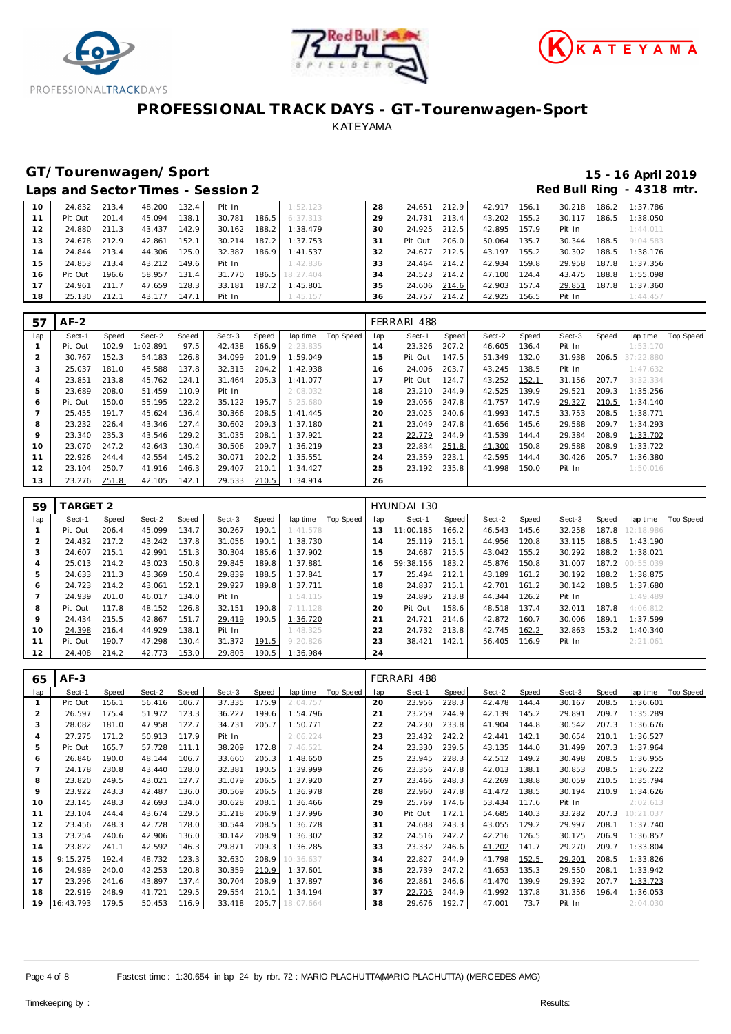# PROFESSIONAL TRACK DAYS - GT-Tourenwagen-Sport

KATEYAMA

## GT/Tourenwagen/Sport

**Laps and Sector Times - Session 2**

**15 - 16 April 2019**

**Red Bull Ring - 4318 mtr.**

| lap | Sect-1 | Speed | Sect-2 | Speed | Sect-3 | Speed | lap time | Top Speed | lap | Sect-1 | Speed | Sect-2 | Speed | Sect-3 | Speed | lap time | Top Speed |
|---|---|---|---|---|---|---|---|---|---|---|---|---|---|---|---|---|---|
| 10 | 24.832 | 213.4 | 48.200 | 132.4 | Pit In | | 1:52.123 | | 28 | 24.651 | 212.9 | 42.917 | 156.1 | 30.218 | 186.2 | 1:37.786 | |
| 11 | Pit Out | 201.4 | 45.094 | 138.1 | 30.781 | 186.5 | 6:37.313 | | 29 | 24.731 | 213.4 | 43.202 | 155.2 | 30.117 | 186.5 | 1:38.050 | |
| 12 | 24.880 | 211.3 | 43.437 | 142.9 | 30.162 | 188.2 | 1:38.479 | | 30 | 24.925 | 212.5 | 42.895 | 157.9 | Pit In | | 1:44.011 | |
| 13 | 24.678 | 212.9 | 42.861 | 152.1 | 30.214 | 187.2 | 1:37.753 | | 31 | Pit Out | 206.0 | 50.064 | 135.7 | 30.344 | 188.5 | 9:04.583 | |
| 14 | 24.844 | 213.4 | 44.306 | 125.0 | 32.387 | 186.9 | 1:41.537 | | 32 | 24.677 | 212.5 | 43.197 | 155.2 | 30.302 | 188.5 | 1:38.176 | |
| 15 | 24.853 | 213.4 | 43.212 | 149.6 | Pit In | | 1:42.836 | | 33 | 24.464 | 214.2 | 42.934 | 159.8 | 29.958 | 187.8 | 1:37.356 | |
| 16 | Pit Out | 196.6 | 58.957 | 131.4 | 31.770 | 186.5 | 18:27.404 | | 34 | 24.523 | 214.2 | 47.100 | 124.4 | 43.475 | 188.8 | 1:55.098 | |
| 17 | 24.961 | 211.7 | 47.659 | 128.3 | 33.181 | 187.2 | 1:45.801 | | 35 | 24.606 | 214.6 | 42.903 | 157.4 | 29.851 | 187.8 | 1:37.360 | |
| 18 | 25.130 | 212.1 | 43.177 | 147.1 | Pit In | | 1:45.157 | | 36 | 24.757 | 214.2 | 42.925 | 156.5 | Pit In | | 1:44.457 | |

**57 AF-2 — FERRARI 488**

| lap | Sect-1 | Speed | Sect-2 | Speed | Sect-3 | Speed | lap time | Top Speed | lap | Sect-1 | Speed | Sect-2 | Speed | Sect-3 | Speed | lap time | Top Speed |
|---|---|---|---|---|---|---|---|---|---|---|---|---|---|---|---|---|---|
| 1 | Pit Out | 102.9 | 1:02.891 | 97.5 | 42.438 | 166.9 | 2:23.835 | | 14 | 23.326 | 207.2 | 46.605 | 136.4 | Pit In | | 1:53.170 | |
| 2 | 30.767 | 152.3 | 54.183 | 126.8 | 34.099 | 201.9 | 1:59.049 | | 15 | Pit Out | 147.5 | 51.349 | 132.0 | 31.938 | 206.5 | 37:22.880 | |
| 3 | 25.037 | 181.0 | 45.588 | 137.8 | 32.313 | 204.2 | 1:42.938 | | 16 | 24.006 | 203.7 | 43.245 | 138.5 | Pit In | | 1:47.632 | |
| 4 | 23.851 | 213.8 | 45.762 | 124.1 | 31.464 | 205.3 | 1:41.077 | | 17 | Pit Out | 124.7 | 43.252 | 152.1 | 31.156 | 207.7 | 3:32.334 | |
| 5 | 23.689 | 208.0 | 51.459 | 110.9 | Pit In | | 2:08.032 | | 18 | 23.210 | 244.9 | 42.525 | 139.9 | 29.521 | 209.3 | 1:35.256 | |
| 6 | Pit Out | 150.0 | 55.195 | 122.2 | 35.122 | 195.7 | 5:25.680 | | 19 | 23.056 | 247.8 | 41.757 | 147.9 | 29.327 | 210.5 | 1:34.140 | |
| 7 | 25.455 | 191.7 | 45.624 | 136.4 | 30.366 | 208.5 | 1:41.445 | | 20 | 23.025 | 240.6 | 41.993 | 147.5 | 33.753 | 208.5 | 1:38.771 | |
| 8 | 23.232 | 226.4 | 43.346 | 127.4 | 30.602 | 209.3 | 1:37.180 | | 21 | 23.049 | 247.8 | 41.656 | 145.6 | 29.588 | 209.7 | 1:34.293 | |
| 9 | 23.340 | 235.3 | 43.546 | 129.2 | 31.035 | 208.1 | 1:37.921 | | 22 | 22.779 | 244.9 | 41.539 | 144.4 | 29.384 | 208.9 | 1:33.702 | |
| 10 | 23.070 | 247.2 | 42.643 | 130.4 | 30.506 | 209.7 | 1:36.219 | | 23 | 22.834 | 251.8 | 41.300 | 150.8 | 29.588 | 208.9 | 1:33.722 | |
| 11 | 22.926 | 244.4 | 42.554 | 145.2 | 30.071 | 202.2 | 1:35.551 | | 24 | 23.359 | 223.1 | 42.595 | 144.4 | 30.426 | 205.7 | 1:36.380 | |
| 12 | 23.104 | 250.7 | 41.916 | 146.3 | 29.407 | 210.1 | 1:34.427 | | 25 | 23.192 | 235.8 | 41.998 | 150.0 | Pit In | | 1:50.016 | |
| 13 | 23.276 | 251.8 | 42.105 | 142.1 | 29.533 | 210.5 | 1:34.914 | | 26 | | | | | | | | |

**59 TARGET 2 — HYUNDAI I30**

| lap | Sect-1 | Speed | Sect-2 | Speed | Sect-3 | Speed | lap time | Top Speed | lap | Sect-1 | Speed | Sect-2 | Speed | Sect-3 | Speed | lap time | Top Speed |
|---|---|---|---|---|---|---|---|---|---|---|---|---|---|---|---|---|---|
| 1 | Pit Out | 206.4 | 45.099 | 134.7 | 30.267 | 190.1 | 1:41.578 | | 13 | 11:00.185 | 166.2 | 46.543 | 145.6 | 32.258 | 187.8 | 12:18.986 | |
| 2 | 24.432 | 217.2 | 43.242 | 137.8 | 31.056 | 190.1 | 1:38.730 | | 14 | 25.119 | 215.1 | 44.956 | 120.8 | 33.115 | 188.5 | 1:43.190 | |
| 3 | 24.607 | 215.1 | 42.991 | 151.3 | 30.304 | 185.6 | 1:37.902 | | 15 | 24.687 | 215.5 | 43.042 | 155.2 | 30.292 | 188.2 | 1:38.021 | |
| 4 | 25.013 | 214.2 | 43.023 | 150.8 | 29.845 | 189.8 | 1:37.881 | | 16 | 59:38.156 | 183.2 | 45.876 | 150.8 | 31.007 | 187.2 | 00:55.039 | |
| 5 | 24.633 | 211.3 | 43.369 | 150.4 | 29.839 | 188.5 | 1:37.841 | | 17 | 25.494 | 212.1 | 43.189 | 161.2 | 30.192 | 188.2 | 1:38.875 | |
| 6 | 24.723 | 214.2 | 43.061 | 152.1 | 29.927 | 189.8 | 1:37.711 | | 18 | 24.837 | 215.1 | 42.701 | 161.2 | 30.142 | 188.5 | 1:37.680 | |
| 7 | 24.939 | 201.0 | 46.017 | 134.0 | Pit In | | 1:54.115 | | 19 | 24.895 | 213.8 | 44.344 | 126.2 | Pit In | | 1:49.489 | |
| 8 | Pit Out | 117.8 | 48.152 | 126.8 | 32.151 | 190.8 | 7:11.128 | | 20 | Pit Out | 158.6 | 48.518 | 137.4 | 32.011 | 187.8 | 4:06.812 | |
| 9 | 24.434 | 215.5 | 42.867 | 151.7 | 29.419 | 190.5 | 1:36.720 | | 21 | 24.721 | 214.6 | 42.872 | 160.7 | 30.006 | 189.1 | 1:37.599 | |
| 10 | 24.398 | 216.4 | 44.929 | 138.1 | Pit In | | 1:48.325 | | 22 | 24.732 | 213.8 | 42.745 | 162.2 | 32.863 | 153.2 | 1:40.340 | |
| 11 | Pit Out | 190.7 | 47.298 | 130.4 | 31.372 | 191.5 | 9:20.826 | | 23 | 38.421 | 142.1 | 56.405 | 116.9 | Pit In | | 2:21.061 | |
| 12 | 24.408 | 214.2 | 42.773 | 153.0 | 29.803 | 190.5 | 1:36.984 | | 24 | | | | | | | | |

**65 AF-3 — FERRARI 488**

| lap | Sect-1 | Speed | Sect-2 | Speed | Sect-3 | Speed | lap time | Top Speed | lap | Sect-1 | Speed | Sect-2 | Speed | Sect-3 | Speed | lap time | Top Speed |
|---|---|---|---|---|---|---|---|---|---|---|---|---|---|---|---|---|---|
| 1 | Pit Out | 156.1 | 56.416 | 106.7 | 37.335 | 175.9 | 2:04.757 | | 20 | 23.956 | 228.3 | 42.478 | 144.4 | 30.167 | 208.5 | 1:36.601 | |
| 2 | 26.597 | 175.4 | 51.972 | 123.3 | 36.227 | 199.6 | 1:54.796 | | 21 | 23.259 | 244.9 | 42.139 | 145.2 | 29.891 | 209.7 | 1:35.289 | |
| 3 | 28.082 | 181.0 | 47.958 | 122.7 | 34.731 | 205.7 | 1:50.771 | | 22 | 24.230 | 233.8 | 41.904 | 144.8 | 30.542 | 207.3 | 1:36.676 | |
| 4 | 27.275 | 171.2 | 50.913 | 117.9 | Pit In | | 2:06.224 | | 23 | 23.432 | 242.2 | 42.441 | 142.1 | 30.654 | 210.1 | 1:36.527 | |
| 5 | Pit Out | 165.7 | 57.728 | 111.1 | 38.209 | 172.8 | 7:46.521 | | 24 | 23.330 | 239.5 | 43.135 | 144.0 | 31.499 | 207.3 | 1:37.964 | |
| 6 | 26.846 | 190.0 | 48.144 | 106.7 | 33.660 | 205.3 | 1:48.650 | | 25 | 23.945 | 228.3 | 42.512 | 149.2 | 30.498 | 208.5 | 1:36.955 | |
| 7 | 24.178 | 230.8 | 43.440 | 128.0 | 32.381 | 190.5 | 1:39.999 | | 26 | 23.356 | 247.8 | 42.013 | 138.1 | 30.853 | 208.5 | 1:36.222 | |
| 8 | 23.820 | 249.5 | 43.021 | 127.7 | 31.079 | 206.5 | 1:37.920 | | 27 | 23.466 | 248.3 | 42.269 | 138.8 | 30.059 | 210.5 | 1:35.794 | |
| 9 | 23.922 | 243.3 | 42.487 | 136.0 | 30.569 | 206.5 | 1:36.978 | | 28 | 22.960 | 247.8 | 41.472 | 138.5 | 30.194 | 210.9 | 1:34.626 | |
| 10 | 23.145 | 248.3 | 42.693 | 134.0 | 30.628 | 208.1 | 1:36.466 | | 29 | 25.769 | 174.6 | 53.434 | 117.6 | Pit In | | 2:02.613 | |
| 11 | 23.104 | 244.4 | 43.674 | 129.5 | 31.218 | 206.9 | 1:37.996 | | 30 | Pit Out | 172.1 | 54.685 | 140.3 | 33.282 | 207.3 | 10:21.037 | |
| 12 | 23.456 | 248.3 | 42.728 | 128.0 | 30.544 | 208.5 | 1:36.728 | | 31 | 24.688 | 243.3 | 43.055 | 129.2 | 29.997 | 208.1 | 1:37.740 | |
| 13 | 23.254 | 240.6 | 42.906 | 136.0 | 30.142 | 208.9 | 1:36.302 | | 32 | 24.516 | 242.2 | 42.216 | 126.5 | 30.125 | 206.9 | 1:36.857 | |
| 14 | 23.822 | 241.1 | 42.592 | 146.3 | 29.871 | 209.3 | 1:36.285 | | 33 | 23.332 | 246.6 | 41.202 | 141.7 | 29.270 | 209.7 | 1:33.804 | |
| 15 | 9:15.275 | 192.4 | 48.732 | 123.3 | 32.630 | 208.9 | 10:36.637 | | 34 | 22.827 | 244.9 | 41.798 | 152.5 | 29.201 | 208.5 | 1:33.826 | |
| 16 | 24.989 | 240.0 | 42.253 | 120.8 | 30.359 | 210.9 | 1:37.601 | | 35 | 22.739 | 247.2 | 41.653 | 135.3 | 29.550 | 208.1 | 1:33.942 | |
| 17 | 23.296 | 241.6 | 43.897 | 137.4 | 30.704 | 208.9 | 1:37.897 | | 36 | 22.861 | 246.6 | 41.470 | 139.9 | 29.392 | 207.7 | 1:33.723 | |
| 18 | 22.919 | 248.9 | 41.721 | 129.5 | 29.554 | 210.1 | 1:34.194 | | 37 | 22.705 | 244.9 | 41.992 | 137.8 | 31.356 | 196.4 | 1:36.053 | |
| 19 | 16:43.793 | 179.5 | 50.453 | 116.9 | 33.418 | 205.7 | 18:07.664 | | 38 | 29.676 | 192.7 | 47.001 | 73.7 | Pit In | | 2:04.030 | |

Fastest time : 1:30.654 in lap 24 by nbr. 72 : MARIO PLACHUTTA(MARIO PLACHUTTA) (MERCEDES AMG)

Timekeeping by : Results: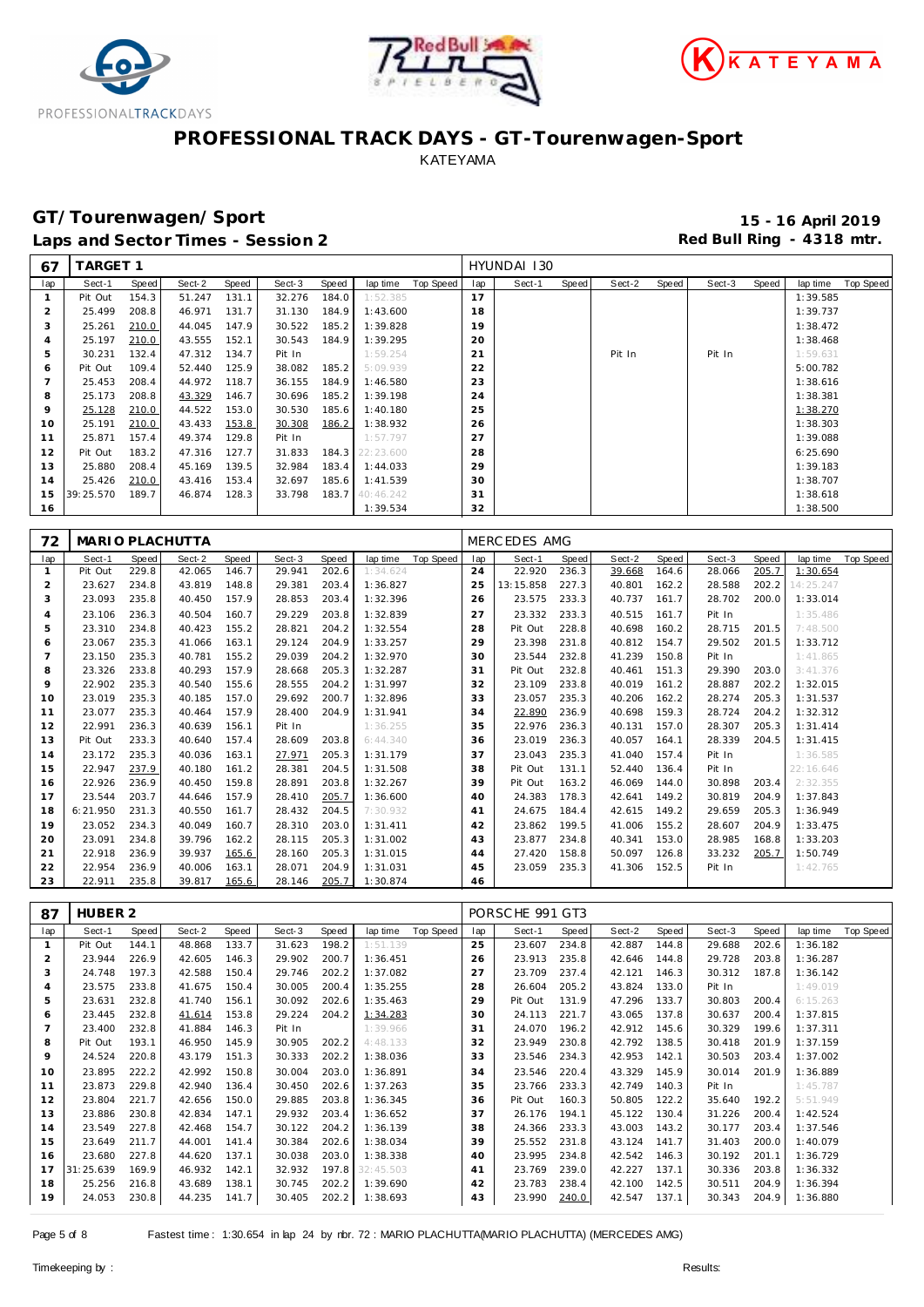# PROFESSIONAL TRACK DAYS - GT-Tourenwagen-Sport

KATEYAMA

## GT/Tourenwagen/Sport

**15 - 16 April 2019**

### Laps and Sector Times - Session 2

**Red Bull Ring - 4318 mtr.**

| 67 | TARGET 1 | | | | | | | | HYUNDAI I30 | | | | | | | | | |
|---|---|---|---|---|---|---|---|---|---|---|---|---|---|---|---|---|---|---|
| lap | Sect-1 | Speed | Sect-2 | Speed | Sect-3 | Speed | lap time | Top Speed | lap | Sect-1 | Speed | Sect-2 | Speed | Sect-3 | Speed | lap time | Top Speed |
| 1 | Pit Out | 154.3 | 51.247 | 131.1 | 32.276 | 184.0 | 1:52.385 | | 17 | | | | | | | 1:39.585 | |
| 2 | 25.499 | 208.8 | 46.971 | 131.7 | 31.130 | 184.9 | 1:43.600 | | 18 | | | | | | | 1:39.737 | |
| 3 | 25.261 | 210.0 | 44.045 | 147.9 | 30.522 | 185.2 | 1:39.828 | | 19 | | | | | | | 1:38.472 | |
| 4 | 25.197 | 210.0 | 43.555 | 152.1 | 30.543 | 184.9 | 1:39.295 | | 20 | | | | | | | 1:38.468 | |
| 5 | 30.231 | 132.4 | 47.312 | 134.7 | Pit In | | 1:59.254 | | 21 | | | Pit In | | Pit In | | 1:59.631 | |
| 6 | Pit Out | 109.4 | 52.440 | 125.9 | 38.082 | 185.2 | 5:09.939 | | 22 | | | | | | | 5:00.782 | |
| 7 | 25.453 | 208.4 | 44.972 | 118.7 | 36.155 | 184.9 | 1:46.580 | | 23 | | | | | | | 1:38.616 | |
| 8 | 25.173 | 208.8 | 43.329 | 146.7 | 30.696 | 185.2 | 1:39.198 | | 24 | | | | | | | 1:38.381 | |
| 9 | 25.128 | 210.0 | 44.522 | 153.0 | 30.530 | 185.6 | 1:40.180 | | 25 | | | | | | | 1:38.270 | |
| 10 | 25.191 | 210.0 | 43.433 | 153.8 | 30.308 | 186.2 | 1:38.932 | | 26 | | | | | | | 1:38.303 | |
| 11 | 25.871 | 157.4 | 49.374 | 129.8 | Pit In | | 1:57.797 | | 27 | | | | | | | 1:39.088 | |
| 12 | Pit Out | 183.2 | 47.316 | 127.7 | 31.833 | 184.3 | 22:23.600 | | 28 | | | | | | | 6:25.690 | |
| 13 | 25.880 | 208.4 | 45.169 | 139.5 | 32.984 | 183.4 | 1:44.033 | | 29 | | | | | | | 1:39.183 | |
| 14 | 25.426 | 210.0 | 43.416 | 153.4 | 32.697 | 185.6 | 1:41.539 | | 30 | | | | | | | 1:38.707 | |
| 15 | 39:25.570 | 189.7 | 46.874 | 128.3 | 33.798 | 183.7 | 40:46.242 | | 31 | | | | | | | 1:38.618 | |
| 16 | | | | | | | 1:39.534 | | 32 | | | | | | | 1:38.500 | |

| 72 | MARIO PLACHUTTA | | | | | | | | MERCEDES AMG | | | | | | | | | |
|---|---|---|---|---|---|---|---|---|---|---|---|---|---|---|---|---|---|---|
| lap | Sect-1 | Speed | Sect-2 | Speed | Sect-3 | Speed | lap time | Top Speed | lap | Sect-1 | Speed | Sect-2 | Speed | Sect-3 | Speed | lap time | Top Speed |
| 1 | Pit Out | 229.8 | 42.065 | 146.7 | 29.941 | 202.6 | 1:34.624 | | 24 | 22.920 | 236.3 | 39.668 | 164.6 | 28.066 | 205.7 | 1:30.654 | |
| 2 | 23.627 | 234.8 | 43.819 | 148.8 | 29.381 | 203.4 | 1:36.827 | | 25 | 13:15.858 | 227.3 | 40.801 | 162.2 | 28.588 | 202.2 | 14:25.247 | |
| 3 | 23.093 | 235.8 | 40.450 | 157.9 | 28.853 | 203.4 | 1:32.396 | | 26 | 23.575 | 233.3 | 40.737 | 161.7 | 28.702 | 200.0 | 1:33.014 | |
| 4 | 23.106 | 236.3 | 40.504 | 160.7 | 29.229 | 203.8 | 1:32.839 | | 27 | 23.332 | 233.3 | 40.515 | 161.7 | Pit In | | 1:35.486 | |
| 5 | 23.310 | 234.8 | 40.423 | 155.2 | 28.821 | 204.2 | 1:32.554 | | 28 | Pit Out | 228.8 | 40.698 | 160.2 | 28.715 | 201.5 | 7:48.500 | |
| 6 | 23.067 | 235.3 | 41.066 | 163.1 | 29.124 | 204.9 | 1:33.257 | | 29 | 23.398 | 231.8 | 40.812 | 154.7 | 29.502 | 201.5 | 1:33.712 | |
| 7 | 23.150 | 235.3 | 40.781 | 155.2 | 29.039 | 204.2 | 1:32.970 | | 30 | 23.544 | 232.8 | 41.239 | 150.8 | Pit In | | 1:41.865 | |
| 8 | 23.326 | 233.8 | 40.293 | 157.9 | 28.668 | 205.3 | 1:32.287 | | 31 | Pit Out | 232.8 | 40.461 | 151.3 | 29.390 | 203.0 | 3:41.376 | |
| 9 | 22.902 | 235.3 | 40.540 | 155.6 | 28.555 | 204.2 | 1:31.997 | | 32 | 23.109 | 233.8 | 40.019 | 161.2 | 28.887 | 202.2 | 1:32.015 | |
| 10 | 23.019 | 235.3 | 40.185 | 157.0 | 29.692 | 200.7 | 1:32.896 | | 33 | 23.057 | 235.3 | 40.206 | 162.2 | 28.274 | 205.3 | 1:31.537 | |
| 11 | 23.077 | 235.3 | 40.464 | 157.9 | 28.400 | 204.9 | 1:31.941 | | 34 | 22.890 | 236.9 | 40.698 | 159.3 | 28.724 | 204.2 | 1:32.312 | |
| 12 | 22.991 | 236.3 | 40.639 | 156.1 | Pit In | | 1:36.255 | | 35 | 22.976 | 236.3 | 40.131 | 157.0 | 28.307 | 205.3 | 1:31.414 | |
| 13 | Pit Out | 233.3 | 40.640 | 157.4 | 28.609 | 203.8 | 6:44.340 | | 36 | 23.019 | 236.3 | 40.057 | 164.1 | 28.339 | 204.5 | 1:31.415 | |
| 14 | 23.172 | 235.3 | 40.036 | 163.1 | 27.971 | 205.3 | 1:31.179 | | 37 | 23.043 | 235.3 | 41.040 | 157.4 | Pit In | | 1:36.585 | |
| 15 | 22.947 | 237.9 | 40.180 | 161.2 | 28.381 | 204.5 | 1:31.508 | | 38 | Pit Out | 131.1 | 52.440 | 136.4 | Pit In | | 22:16.646 | |
| 16 | 22.926 | 236.9 | 40.450 | 159.8 | 28.891 | 203.8 | 1:32.267 | | 39 | Pit Out | 163.2 | 46.069 | 144.0 | 30.898 | 203.4 | 2:32.355 | |
| 17 | 23.544 | 203.7 | 44.646 | 157.9 | 28.410 | 205.7 | 1:36.600 | | 40 | 24.383 | 178.3 | 42.641 | 149.2 | 30.819 | 204.9 | 1:37.843 | |
| 18 | 6:21.950 | 231.3 | 40.550 | 161.7 | 28.432 | 204.5 | 7:30.932 | | 41 | 24.675 | 184.4 | 42.615 | 149.2 | 29.659 | 205.3 | 1:36.949 | |
| 19 | 23.052 | 234.3 | 40.049 | 160.7 | 28.310 | 203.0 | 1:31.411 | | 42 | 23.862 | 199.5 | 41.006 | 155.2 | 28.607 | 204.9 | 1:33.475 | |
| 20 | 23.091 | 234.8 | 39.796 | 162.2 | 28.115 | 205.3 | 1:31.002 | | 43 | 23.877 | 234.8 | 40.341 | 153.0 | 28.985 | 168.8 | 1:33.203 | |
| 21 | 22.918 | 236.9 | 39.937 | 165.6 | 28.160 | 205.3 | 1:31.015 | | 44 | 27.420 | 158.8 | 50.097 | 126.8 | 33.232 | 205.7 | 1:50.749 | |
| 22 | 22.954 | 236.9 | 40.006 | 163.1 | 28.071 | 204.9 | 1:31.031 | | 45 | 23.059 | 235.3 | 41.306 | 152.5 | Pit In | | 1:42.765 | |
| 23 | 22.911 | 235.8 | 39.817 | 165.6 | 28.146 | 205.7 | 1:30.874 | | 46 | | | | | | | | |

| 87 | HUBER 2 | | | | | | | | PORSCHE 991 GT3 | | | | | | | | | |
|---|---|---|---|---|---|---|---|---|---|---|---|---|---|---|---|---|---|---|
| lap | Sect-1 | Speed | Sect-2 | Speed | Sect-3 | Speed | lap time | Top Speed | lap | Sect-1 | Speed | Sect-2 | Speed | Sect-3 | Speed | lap time | Top Speed |
| 1 | Pit Out | 144.1 | 48.868 | 133.7 | 31.623 | 198.2 | 1:51.139 | | 25 | 23.607 | 234.8 | 42.887 | 144.8 | 29.688 | 202.6 | 1:36.182 | |
| 2 | 23.944 | 226.9 | 42.605 | 146.3 | 29.902 | 200.7 | 1:36.451 | | 26 | 23.913 | 235.8 | 42.646 | 144.8 | 29.728 | 203.8 | 1:36.287 | |
| 3 | 24.748 | 197.3 | 42.588 | 150.4 | 29.746 | 202.2 | 1:37.082 | | 27 | 23.709 | 237.4 | 42.121 | 146.3 | 30.312 | 187.8 | 1:36.142 | |
| 4 | 23.575 | 233.8 | 41.675 | 150.4 | 30.005 | 200.4 | 1:35.255 | | 28 | 26.604 | 205.2 | 43.824 | 133.0 | Pit In | | 1:49.019 | |
| 5 | 23.631 | 232.8 | 41.740 | 156.1 | 30.092 | 202.6 | 1:35.463 | | 29 | Pit Out | 131.9 | 47.296 | 133.7 | 30.803 | 200.4 | 6:15.263 | |
| 6 | 23.445 | 232.8 | 41.614 | 153.8 | 29.224 | 204.2 | 1:34.283 | | 30 | 24.113 | 221.7 | 43.065 | 137.8 | 30.637 | 200.4 | 1:37.815 | |
| 7 | 23.400 | 232.8 | 41.884 | 146.3 | Pit In | | 1:39.966 | | 31 | 24.070 | 196.2 | 42.912 | 145.6 | 30.329 | 199.6 | 1:37.311 | |
| 8 | Pit Out | 193.1 | 46.950 | 145.9 | 30.905 | 202.2 | 4:48.133 | | 32 | 23.949 | 230.8 | 42.792 | 138.5 | 30.418 | 201.9 | 1:37.159 | |
| 9 | 24.524 | 220.8 | 43.179 | 151.3 | 30.333 | 202.2 | 1:38.036 | | 33 | 23.546 | 234.3 | 42.953 | 142.1 | 30.503 | 203.4 | 1:37.002 | |
| 10 | 23.895 | 222.2 | 42.992 | 150.8 | 30.004 | 203.0 | 1:36.891 | | 34 | 23.546 | 220.4 | 43.329 | 145.9 | 30.014 | 201.9 | 1:36.889 | |
| 11 | 23.873 | 229.8 | 42.940 | 136.4 | 30.450 | 202.6 | 1:37.263 | | 35 | 23.766 | 233.3 | 42.749 | 140.3 | Pit In | | 1:45.787 | |
| 12 | 23.804 | 221.7 | 42.656 | 150.0 | 29.885 | 203.8 | 1:36.345 | | 36 | Pit Out | 160.3 | 50.805 | 122.2 | 35.640 | 192.2 | 5:51.949 | |
| 13 | 23.886 | 230.8 | 42.834 | 147.1 | 29.932 | 203.4 | 1:36.652 | | 37 | 26.176 | 194.1 | 45.122 | 130.4 | 31.226 | 200.4 | 1:42.524 | |
| 14 | 23.549 | 227.8 | 42.468 | 154.7 | 30.122 | 204.2 | 1:36.139 | | 38 | 24.366 | 233.3 | 43.003 | 143.2 | 30.177 | 203.4 | 1:37.546 | |
| 15 | 23.649 | 211.7 | 44.001 | 141.4 | 30.384 | 202.6 | 1:38.034 | | 39 | 25.552 | 231.8 | 43.124 | 141.7 | 31.403 | 200.0 | 1:40.079 | |
| 16 | 23.680 | 227.8 | 44.620 | 137.1 | 30.038 | 203.0 | 1:38.338 | | 40 | 23.995 | 234.8 | 42.542 | 146.3 | 30.192 | 201.1 | 1:36.729 | |
| 17 | 31:25.639 | 169.9 | 46.932 | 142.1 | 32.932 | 197.8 | 32:45.503 | | 41 | 23.769 | 239.0 | 42.227 | 137.1 | 30.336 | 203.8 | 1:36.332 | |
| 18 | 25.256 | 216.8 | 43.689 | 138.1 | 30.745 | 202.2 | 1:39.690 | | 42 | 23.783 | 238.4 | 42.100 | 142.5 | 30.511 | 204.9 | 1:36.394 | |
| 19 | 24.053 | 230.8 | 44.235 | 141.7 | 30.405 | 202.2 | 1:38.693 | | 43 | 23.990 | 240.0 | 42.547 | 137.1 | 30.343 | 204.9 | 1:36.880 | |

Fastest time : 1:30.654 in lap 24 by nbr. 72 : MARIO PLACHUTTA(MARIO PLACHUTTA) (MERCEDES AMG)

Timekeeping by : Results: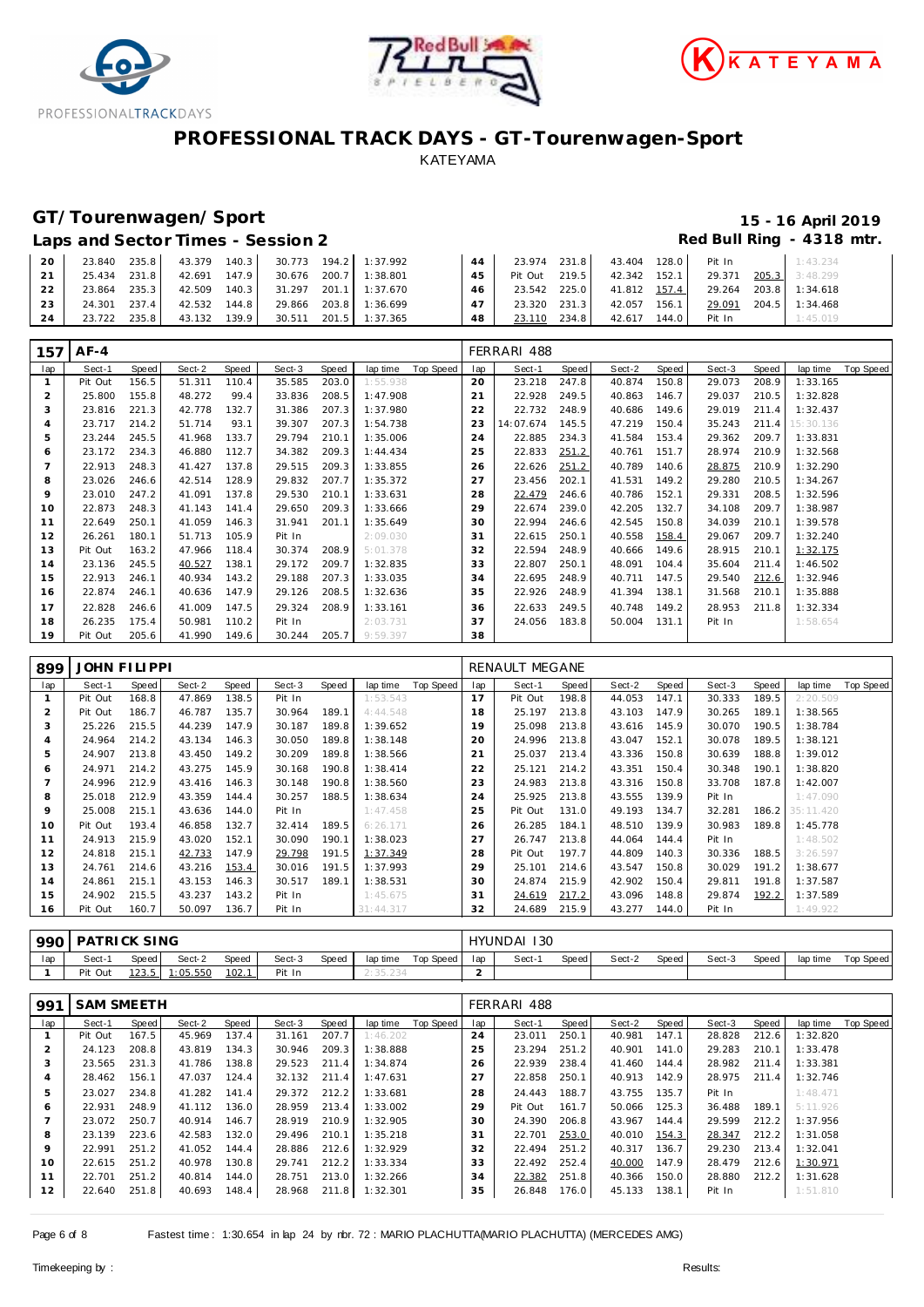# PROFESSIONAL TRACK DAYS - GT-Tourenwagen-Sport

KATEYAMA

## GT/Tourenwagen/Sport

15 - 16 April 2019

### Laps and Sector Times - Session 2

Red Bull Ring - 4318 mtr.

| lap | Sect-1 | Speed | Sect-2 | Speed | Sect-3 | Speed | lap time | Top Speed | lap | Sect-1 | Speed | Sect-2 | Speed | Sect-3 | Speed | lap time | Top Speed |
|---|---|---|---|---|---|---|---|---|---|---|---|---|---|---|---|---|---|
| 20 | 23.840 | 235.8 | 43.379 | 140.3 | 30.773 | 194.2 | 1:37.992 | | 44 | 23.974 | 231.8 | 43.404 | 128.0 | Pit In | | 1:43.234 | |
| 21 | 25.434 | 231.8 | 42.691 | 147.9 | 30.676 | 200.7 | 1:38.801 | | 45 | Pit Out | 219.5 | 42.342 | 152.1 | 29.371 | 205.3 | 3:48.299 | |
| 22 | 23.864 | 235.3 | 42.509 | 140.3 | 31.297 | 201.1 | 1:37.670 | | 46 | 23.542 | 225.0 | 41.812 | 157.4 | 29.264 | 203.8 | 1:34.618 | |
| 23 | 24.301 | 237.4 | 42.532 | 144.8 | 29.866 | 203.8 | 1:36.699 | | 47 | 23.320 | 231.3 | 42.057 | 156.1 | 29.091 | 204.5 | 1:34.468 | |
| 24 | 23.722 | 235.8 | 43.132 | 139.9 | 30.511 | 201.5 | 1:37.365 | | 48 | 23.110 | 234.8 | 42.617 | 144.0 | Pit In | | 1:45.019 | |

**157 AF-4** — FERRARI 488

| lap | Sect-1 | Speed | Sect-2 | Speed | Sect-3 | Speed | lap time | Top Speed | lap | Sect-1 | Speed | Sect-2 | Speed | Sect-3 | Speed | lap time | Top Speed |
|---|---|---|---|---|---|---|---|---|---|---|---|---|---|---|---|---|---|
| 1 | Pit Out | 156.5 | 51.311 | 110.4 | 35.585 | 203.0 | 1:55.938 | | 20 | 23.218 | 247.8 | 40.874 | 150.8 | 29.073 | 208.9 | 1:33.165 | |
| 2 | 25.800 | 155.8 | 48.272 | 99.4 | 33.836 | 208.5 | 1:47.908 | | 21 | 22.928 | 249.5 | 40.863 | 146.7 | 29.037 | 210.5 | 1:32.828 | |
| 3 | 23.816 | 221.3 | 42.778 | 132.7 | 31.386 | 207.3 | 1:37.980 | | 22 | 22.732 | 248.9 | 40.686 | 149.6 | 29.019 | 211.4 | 1:32.437 | |
| 4 | 23.717 | 214.2 | 51.714 | 93.1 | 39.307 | 207.3 | 1:54.738 | | 23 | 14:07.674 | 145.5 | 47.219 | 150.4 | 35.243 | 211.4 | 15:30.136 | |
| 5 | 23.244 | 245.5 | 41.968 | 133.7 | 29.794 | 210.1 | 1:35.006 | | 24 | 22.885 | 234.3 | 41.584 | 153.4 | 29.362 | 209.7 | 1:33.831 | |
| 6 | 23.172 | 234.3 | 46.880 | 112.7 | 34.382 | 209.3 | 1:44.434 | | 25 | 22.833 | 251.2 | 40.761 | 151.7 | 28.974 | 210.9 | 1:32.568 | |
| 7 | 22.913 | 248.3 | 41.427 | 137.8 | 29.515 | 209.3 | 1:33.855 | | 26 | 22.626 | 251.2 | 40.789 | 140.6 | 28.875 | 210.9 | 1:32.290 | |
| 8 | 23.026 | 246.6 | 42.514 | 128.9 | 29.832 | 207.7 | 1:35.372 | | 27 | 23.456 | 202.1 | 41.531 | 149.2 | 29.280 | 210.5 | 1:34.267 | |
| 9 | 23.010 | 247.2 | 41.091 | 137.8 | 29.530 | 210.1 | 1:33.631 | | 28 | 22.479 | 246.6 | 40.786 | 152.1 | 29.331 | 208.5 | 1:32.596 | |
| 10 | 22.873 | 248.3 | 41.143 | 141.4 | 29.650 | 209.3 | 1:33.666 | | 29 | 22.674 | 239.0 | 42.205 | 132.7 | 34.108 | 209.7 | 1:38.987 | |
| 11 | 22.649 | 250.1 | 41.059 | 146.3 | 31.941 | 201.1 | 1:35.649 | | 30 | 22.994 | 246.6 | 42.545 | 150.8 | 34.039 | 210.1 | 1:39.578 | |
| 12 | 26.261 | 180.1 | 51.713 | 105.9 | Pit In | | 2:09.030 | | 31 | 22.615 | 250.1 | 40.558 | 158.4 | 29.067 | 209.7 | 1:32.240 | |
| 13 | Pit Out | 163.2 | 47.966 | 118.4 | 30.374 | 208.9 | 5:01.378 | | 32 | 22.594 | 248.9 | 40.666 | 149.6 | 28.915 | 210.1 | 1:32.175 | |
| 14 | 23.136 | 245.5 | 40.527 | 138.1 | 29.172 | 209.7 | 1:32.835 | | 33 | 22.807 | 250.1 | 48.091 | 104.4 | 35.604 | 211.4 | 1:46.502 | |
| 15 | 22.913 | 246.1 | 40.934 | 143.2 | 29.188 | 207.3 | 1:33.035 | | 34 | 22.695 | 248.9 | 40.711 | 147.5 | 29.540 | 212.6 | 1:32.946 | |
| 16 | 22.874 | 246.1 | 40.636 | 147.9 | 29.126 | 208.5 | 1:32.636 | | 35 | 22.926 | 248.9 | 41.394 | 138.1 | 31.568 | 210.1 | 1:35.888 | |
| 17 | 22.828 | 246.6 | 41.009 | 147.5 | 29.324 | 208.9 | 1:33.161 | | 36 | 22.633 | 249.5 | 40.748 | 149.2 | 28.953 | 211.8 | 1:32.334 | |
| 18 | 26.235 | 175.4 | 50.981 | 110.2 | Pit In | | 2:03.731 | | 37 | 24.056 | 183.8 | 50.004 | 131.1 | Pit In | | 1:58.654 | |
| 19 | Pit Out | 205.6 | 41.990 | 149.6 | 30.244 | 205.7 | 9:59.397 | | 38 | | | | | | | | |

**899 JOHN FILIPPI** — RENAULT MEGANE

| lap | Sect-1 | Speed | Sect-2 | Speed | Sect-3 | Speed | lap time | Top Speed | lap | Sect-1 | Speed | Sect-2 | Speed | Sect-3 | Speed | lap time | Top Speed |
|---|---|---|---|---|---|---|---|---|---|---|---|---|---|---|---|---|---|
| 1 | Pit Out | 168.8 | 47.869 | 138.5 | Pit In | | 1:53.543 | | 17 | Pit Out | 198.8 | 44.053 | 147.1 | 30.333 | 189.5 | 2:20.509 | |
| 2 | Pit Out | 186.7 | 46.787 | 135.7 | 30.964 | 189.1 | 4:44.548 | | 18 | 25.197 | 213.8 | 43.103 | 147.9 | 30.265 | 189.1 | 1:38.565 | |
| 3 | 25.226 | 215.5 | 44.239 | 147.9 | 30.187 | 189.8 | 1:39.652 | | 19 | 25.098 | 213.8 | 43.616 | 145.9 | 30.070 | 190.5 | 1:38.784 | |
| 4 | 24.964 | 214.2 | 43.134 | 146.3 | 30.050 | 189.8 | 1:38.148 | | 20 | 24.996 | 213.8 | 43.047 | 152.1 | 30.078 | 189.5 | 1:38.121 | |
| 5 | 24.907 | 213.8 | 43.450 | 149.2 | 30.209 | 189.8 | 1:38.566 | | 21 | 25.037 | 213.4 | 43.336 | 150.8 | 30.639 | 188.8 | 1:39.012 | |
| 6 | 24.971 | 214.2 | 43.275 | 145.9 | 30.168 | 190.8 | 1:38.414 | | 22 | 25.121 | 214.2 | 43.351 | 150.4 | 30.348 | 190.1 | 1:38.820 | |
| 7 | 24.996 | 212.9 | 43.416 | 146.3 | 30.148 | 190.8 | 1:38.560 | | 23 | 24.983 | 213.8 | 43.316 | 150.8 | 33.708 | 187.8 | 1:42.007 | |
| 8 | 25.018 | 212.9 | 43.359 | 144.4 | 30.257 | 188.5 | 1:38.634 | | 24 | 25.925 | 213.8 | 43.555 | 139.9 | Pit In | | 1:47.090 | |
| 9 | 25.008 | 215.1 | 43.636 | 144.0 | Pit In | | 1:47.458 | | 25 | Pit Out | 131.0 | 49.193 | 134.7 | 32.281 | 186.2 | 35:11.420 | |
| 10 | Pit Out | 193.4 | 46.858 | 132.7 | 32.414 | 189.5 | 6:26.171 | | 26 | 26.285 | 184.1 | 48.510 | 139.9 | 30.983 | 189.8 | 1:45.778 | |
| 11 | 24.913 | 215.9 | 43.020 | 152.1 | 30.090 | 190.1 | 1:38.023 | | 27 | 26.747 | 213.8 | 44.064 | 144.4 | Pit In | | 1:48.502 | |
| 12 | 24.818 | 215.1 | 42.733 | 147.9 | 29.798 | 191.5 | 1:37.349 | | 28 | Pit Out | 197.7 | 44.809 | 140.3 | 30.336 | 188.5 | 3:26.597 | |
| 13 | 24.761 | 214.6 | 43.216 | 153.4 | 30.016 | 191.5 | 1:37.993 | | 29 | 25.101 | 214.6 | 43.547 | 150.8 | 30.029 | 191.2 | 1:38.677 | |
| 14 | 24.861 | 215.1 | 43.153 | 146.3 | 30.517 | 189.1 | 1:38.531 | | 30 | 24.874 | 215.9 | 42.902 | 150.4 | 29.811 | 191.8 | 1:37.587 | |
| 15 | 24.902 | 215.5 | 43.237 | 143.2 | Pit In | | 1:45.675 | | 31 | 24.619 | 217.2 | 43.096 | 148.8 | 29.874 | 192.2 | 1:37.589 | |
| 16 | Pit Out | 160.7 | 50.097 | 136.7 | Pit In | | 31:44.317 | | 32 | 24.689 | 215.9 | 43.277 | 144.0 | Pit In | | 1:49.922 | |

**990 PATRICK SING** — HYUNDAI I30

| lap | Sect-1 | Speed | Sect-2 | Speed | Sect-3 | Speed | lap time | Top Speed | lap | Sect-1 | Speed | Sect-2 | Speed | Sect-3 | Speed | lap time | Top Speed |
|---|---|---|---|---|---|---|---|---|---|---|---|---|---|---|---|---|---|
| 1 | Pit Out | 123.5 | 1:05.550 | 102.1 | Pit In | | 2:35.234 | | 2 | | | | | | | | |

**991 SAM SMEETH** — FERRARI 488

| lap | Sect-1 | Speed | Sect-2 | Speed | Sect-3 | Speed | lap time | Top Speed | lap | Sect-1 | Speed | Sect-2 | Speed | Sect-3 | Speed | lap time | Top Speed |
|---|---|---|---|---|---|---|---|---|---|---|---|---|---|---|---|---|---|
| 1 | Pit Out | 167.5 | 45.969 | 137.4 | 31.161 | 207.7 | 1:46.202 | | 24 | 23.011 | 250.1 | 40.981 | 147.1 | 28.828 | 212.6 | 1:32.820 | |
| 2 | 24.123 | 208.8 | 43.819 | 134.3 | 30.946 | 209.3 | 1:38.888 | | 25 | 23.294 | 251.2 | 40.901 | 141.0 | 29.283 | 210.1 | 1:33.478 | |
| 3 | 23.565 | 231.3 | 41.786 | 138.8 | 29.523 | 211.4 | 1:34.874 | | 26 | 22.939 | 238.4 | 41.460 | 144.4 | 28.982 | 211.4 | 1:33.381 | |
| 4 | 28.462 | 156.1 | 47.037 | 124.4 | 32.132 | 211.4 | 1:47.631 | | 27 | 22.858 | 250.1 | 40.913 | 142.9 | 28.975 | 211.4 | 1:32.746 | |
| 5 | 23.027 | 234.8 | 41.282 | 141.4 | 29.372 | 212.2 | 1:33.681 | | 28 | 24.443 | 188.7 | 43.755 | 135.7 | Pit In | | 1:48.471 | |
| 6 | 22.931 | 248.9 | 41.112 | 136.0 | 28.959 | 213.4 | 1:33.002 | | 29 | Pit Out | 161.7 | 50.066 | 125.3 | 36.488 | 189.1 | 5:11.926 | |
| 7 | 23.072 | 250.7 | 40.914 | 146.7 | 28.919 | 210.9 | 1:32.905 | | 30 | 24.390 | 206.8 | 43.967 | 144.4 | 29.599 | 212.2 | 1:37.956 | |
| 8 | 23.139 | 223.6 | 42.583 | 132.0 | 29.496 | 210.1 | 1:35.218 | | 31 | 22.701 | 253.0 | 40.010 | 154.3 | 28.347 | 212.2 | 1:31.058 | |
| 9 | 22.991 | 251.2 | 41.052 | 144.4 | 28.886 | 212.6 | 1:32.929 | | 32 | 22.494 | 251.2 | 40.317 | 136.7 | 29.230 | 213.4 | 1:32.041 | |
| 10 | 22.615 | 251.2 | 40.978 | 130.8 | 29.741 | 212.2 | 1:33.334 | | 33 | 22.492 | 252.4 | 40.000 | 147.9 | 28.479 | 212.6 | 1:30.971 | |
| 11 | 22.701 | 251.2 | 40.814 | 144.0 | 28.751 | 213.0 | 1:32.266 | | 34 | 22.382 | 251.8 | 40.366 | 150.0 | 28.880 | 212.2 | 1:31.628 | |
| 12 | 22.640 | 251.8 | 40.693 | 148.4 | 28.968 | 211.8 | 1:32.301 | | 35 | 26.848 | 176.0 | 45.133 | 138.1 | Pit In | | 1:51.810 | |

Fastest time : 1:30.654 in lap 24 by nbr. 72 : MARIO PLACHUTTA(MARIO PLACHUTTA) (MERCEDES AMG)

Timekeeping by : Results: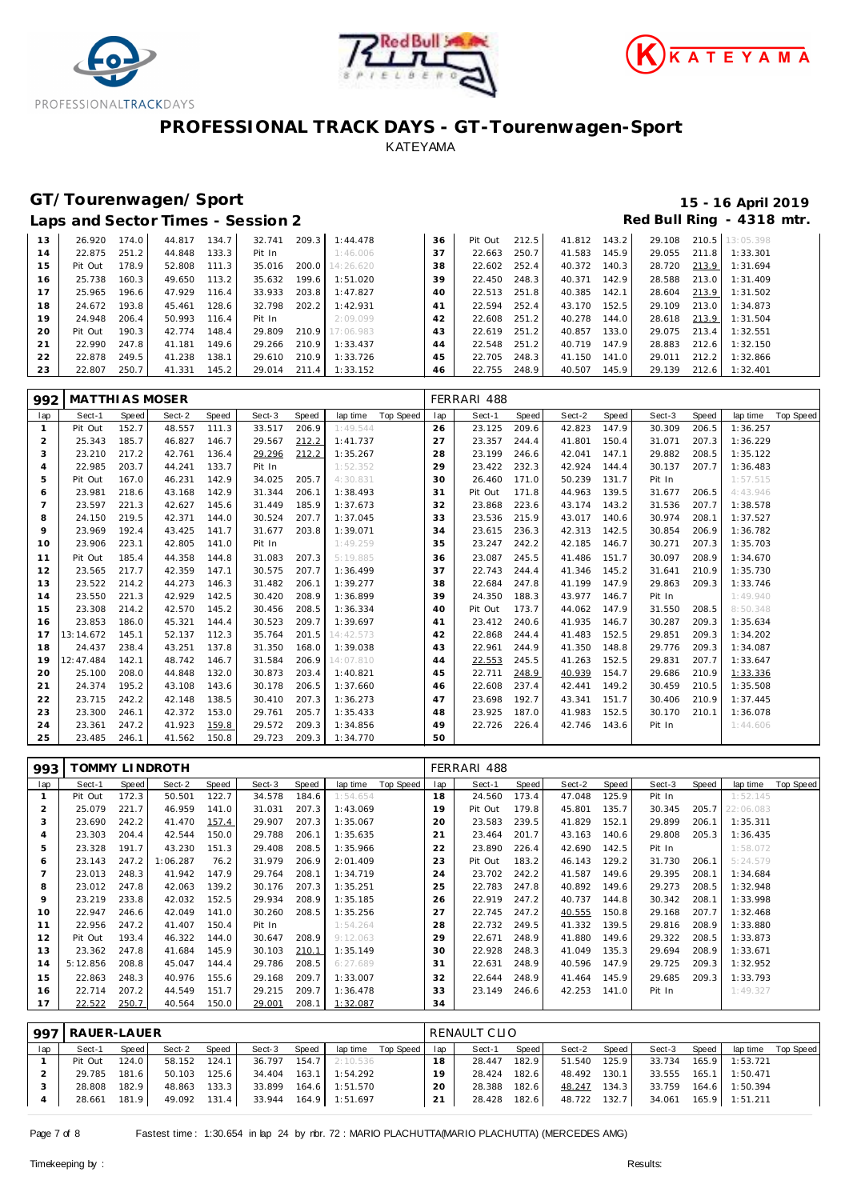# PROFESSIONAL TRACK DAYS - GT-Tourenwagen-Sport

KATEYAMA

## GT/Tourenwagen/Sport

**15 - 16 April 2019**

### Laps and Sector Times - Session 2

**Red Bull Ring - 4318 mtr.**

| lap | Sect-1 | Speed | Sect-2 | Speed | Sect-3 | Speed | lap time | Top Speed | lap | Sect-1 | Speed | Sect-2 | Speed | Sect-3 | Speed | lap time | Top Speed |
|---|---|---|---|---|---|---|---|---|---|---|---|---|---|---|---|---|---|
| 13 | 26.920 | 174.0 | 44.817 | 134.7 | 32.741 | 209.3 | 1:44.478 | | 36 | Pit Out | 212.5 | 41.812 | 143.2 | 29.108 | 210.5 | 13:05.398 | |
| 14 | 22.875 | 251.2 | 44.848 | 133.3 | Pit In | | 1:46.006 | | 37 | 22.663 | 250.7 | 41.583 | 145.9 | 29.055 | 211.8 | 1:33.301 | |
| 15 | Pit Out | 178.9 | 52.808 | 111.3 | 35.016 | 200.0 | 14:26.620 | | 38 | 22.602 | 252.4 | 40.372 | 140.3 | 28.720 | 213.9 | 1:31.694 | |
| 16 | 25.738 | 160.3 | 49.650 | 113.2 | 35.632 | 199.6 | 1:51.020 | | 39 | 22.450 | 248.3 | 40.371 | 142.9 | 28.588 | 213.0 | 1:31.409 | |
| 17 | 25.965 | 196.6 | 47.929 | 116.4 | 33.933 | 203.8 | 1:47.827 | | 40 | 22.513 | 251.8 | 40.385 | 142.1 | 28.604 | 213.9 | 1:31.502 | |
| 18 | 24.672 | 193.8 | 45.461 | 128.6 | 32.798 | 202.2 | 1:42.931 | | 41 | 22.594 | 252.4 | 43.170 | 152.5 | 29.109 | 213.0 | 1:34.873 | |
| 19 | 24.948 | 206.4 | 50.993 | 116.4 | Pit In | | 2:09.099 | | 42 | 22.608 | 251.2 | 40.278 | 144.0 | 28.618 | 213.9 | 1:31.504 | |
| 20 | Pit Out | 190.3 | 42.774 | 148.4 | 29.809 | 210.9 | 17:06.983 | | 43 | 22.619 | 251.2 | 40.857 | 133.0 | 29.075 | 213.4 | 1:32.551 | |
| 21 | 22.990 | 247.8 | 41.181 | 149.6 | 29.266 | 210.9 | 1:33.437 | | 44 | 22.548 | 251.2 | 40.719 | 147.9 | 28.883 | 212.6 | 1:32.150 | |
| 22 | 22.878 | 249.5 | 41.238 | 138.1 | 29.610 | 210.9 | 1:33.726 | | 45 | 22.705 | 248.3 | 41.150 | 141.0 | 29.011 | 212.2 | 1:32.866 | |
| 23 | 22.807 | 250.7 | 41.331 | 145.2 | 29.014 | 211.4 | 1:33.152 | | 46 | 22.755 | 248.9 | 40.507 | 145.9 | 29.139 | 212.6 | 1:32.401 | |

**992 MATTHIAS MOSER — FERRARI 488**

| lap | Sect-1 | Speed | Sect-2 | Speed | Sect-3 | Speed | lap time | Top Speed | lap | Sect-1 | Speed | Sect-2 | Speed | Sect-3 | Speed | lap time | Top Speed |
|---|---|---|---|---|---|---|---|---|---|---|---|---|---|---|---|---|---|
| 1 | Pit Out | 152.7 | 48.557 | 111.3 | 33.517 | 206.9 | 1:49.544 | | 26 | 23.125 | 209.6 | 42.823 | 147.9 | 30.309 | 206.5 | 1:36.257 | |
| 2 | 25.343 | 185.7 | 46.827 | 146.7 | 29.567 | 212.2 | 1:41.737 | | 27 | 23.357 | 244.4 | 41.801 | 150.4 | 31.071 | 207.3 | 1:36.229 | |
| 3 | 23.210 | 217.2 | 42.761 | 136.4 | 29.296 | 212.2 | 1:35.267 | | 28 | 23.199 | 246.6 | 42.041 | 147.1 | 29.882 | 208.5 | 1:35.122 | |
| 4 | 22.985 | 203.7 | 44.241 | 133.7 | Pit In | | 1:52.352 | | 29 | 23.422 | 232.3 | 42.924 | 144.4 | 30.137 | 207.7 | 1:36.483 | |
| 5 | Pit Out | 167.0 | 46.231 | 142.9 | 34.025 | 205.7 | 4:30.831 | | 30 | 26.460 | 171.0 | 50.239 | 131.7 | Pit In | | 1:57.515 | |
| 6 | 23.981 | 218.6 | 43.168 | 142.9 | 31.344 | 206.1 | 1:38.493 | | 31 | Pit Out | 171.8 | 44.963 | 139.5 | 31.677 | 206.5 | 4:43.946 | |
| 7 | 23.597 | 221.3 | 42.627 | 145.6 | 31.449 | 185.9 | 1:37.673 | | 32 | 23.868 | 223.6 | 43.174 | 143.2 | 31.536 | 207.7 | 1:38.578 | |
| 8 | 24.150 | 219.5 | 42.371 | 144.0 | 30.524 | 207.7 | 1:37.045 | | 33 | 23.536 | 215.9 | 43.017 | 140.6 | 30.974 | 208.1 | 1:37.527 | |
| 9 | 23.969 | 192.4 | 43.425 | 141.7 | 31.677 | 203.8 | 1:39.071 | | 34 | 23.615 | 236.3 | 42.313 | 142.5 | 30.854 | 206.9 | 1:36.782 | |
| 10 | 23.906 | 223.1 | 42.805 | 141.0 | Pit In | | 1:49.259 | | 35 | 23.247 | 242.2 | 42.185 | 146.7 | 30.271 | 207.3 | 1:35.703 | |
| 11 | Pit Out | 185.4 | 44.358 | 144.8 | 31.083 | 207.3 | 5:19.885 | | 36 | 23.087 | 245.5 | 41.486 | 151.7 | 30.097 | 208.9 | 1:34.670 | |
| 12 | 23.565 | 217.7 | 42.359 | 147.1 | 30.575 | 207.7 | 1:36.499 | | 37 | 22.743 | 244.4 | 41.346 | 145.2 | 31.641 | 210.9 | 1:35.730 | |
| 13 | 23.522 | 214.2 | 44.273 | 146.3 | 31.482 | 206.1 | 1:39.277 | | 38 | 22.684 | 247.8 | 41.199 | 147.9 | 29.863 | 209.3 | 1:33.746 | |
| 14 | 23.550 | 221.3 | 42.929 | 142.5 | 30.420 | 208.9 | 1:36.899 | | 39 | 24.350 | 188.3 | 43.977 | 146.7 | Pit In | | 1:49.940 | |
| 15 | 23.308 | 214.2 | 42.570 | 145.2 | 30.456 | 208.5 | 1:36.334 | | 40 | Pit Out | 173.7 | 44.062 | 147.9 | 31.550 | 208.5 | 8:50.348 | |
| 16 | 23.853 | 186.0 | 45.321 | 144.4 | 30.523 | 209.7 | 1:39.697 | | 41 | 23.412 | 240.6 | 41.935 | 146.7 | 30.287 | 209.3 | 1:35.634 | |
| 17 | 13:14.672 | 145.1 | 52.137 | 112.3 | 35.764 | 201.5 | 14:42.573 | | 42 | 22.868 | 244.4 | 41.483 | 152.5 | 29.851 | 209.3 | 1:34.202 | |
| 18 | 24.437 | 238.4 | 43.251 | 137.8 | 31.350 | 168.0 | 1:39.038 | | 43 | 22.961 | 244.9 | 41.350 | 148.8 | 29.776 | 209.3 | 1:34.087 | |
| 19 | 12:47.484 | 142.1 | 48.742 | 146.7 | 31.584 | 206.9 | 14:07.810 | | 44 | 22.553 | 245.5 | 41.263 | 152.5 | 29.831 | 207.7 | 1:33.647 | |
| 20 | 25.100 | 208.0 | 44.848 | 132.0 | 30.873 | 203.4 | 1:40.821 | | 45 | 22.711 | 248.9 | 40.939 | 154.7 | 29.686 | 210.9 | 1:33.336 | |
| 21 | 24.374 | 195.2 | 43.108 | 143.6 | 30.178 | 206.5 | 1:37.660 | | 46 | 22.608 | 237.4 | 42.441 | 149.2 | 30.459 | 210.5 | 1:35.508 | |
| 22 | 23.715 | 242.2 | 42.148 | 138.5 | 30.410 | 207.3 | 1:36.273 | | 47 | 23.698 | 192.7 | 43.341 | 151.7 | 30.406 | 210.9 | 1:37.445 | |
| 23 | 23.300 | 246.1 | 42.372 | 153.0 | 29.761 | 205.7 | 1:35.433 | | 48 | 23.925 | 187.0 | 41.983 | 152.5 | 30.170 | 210.1 | 1:36.078 | |
| 24 | 23.361 | 247.2 | 41.923 | 159.8 | 29.572 | 209.3 | 1:34.856 | | 49 | 22.726 | 226.4 | 42.746 | 143.6 | Pit In | | 1:44.606 | |
| 25 | 23.485 | 246.1 | 41.562 | 150.8 | 29.723 | 209.3 | 1:34.770 | | 50 | | | | | | | | |

**993 TOMMY LINDROTH — FERRARI 488**

| lap | Sect-1 | Speed | Sect-2 | Speed | Sect-3 | Speed | lap time | Top Speed | lap | Sect-1 | Speed | Sect-2 | Speed | Sect-3 | Speed | lap time | Top Speed |
|---|---|---|---|---|---|---|---|---|---|---|---|---|---|---|---|---|---|
| 1 | Pit Out | 172.3 | 50.501 | 122.7 | 34.578 | 184.6 | 1:54.654 | | 18 | 24.560 | 173.4 | 47.048 | 125.9 | Pit In | | 1:52.145 | |
| 2 | 25.079 | 221.7 | 46.959 | 141.0 | 31.031 | 207.3 | 1:43.069 | | 19 | Pit Out | 179.8 | 45.801 | 135.7 | 30.345 | 205.7 | 22:06.083 | |
| 3 | 23.690 | 242.2 | 41.470 | 157.4 | 29.907 | 207.3 | 1:35.067 | | 20 | 23.583 | 239.5 | 41.829 | 152.1 | 29.899 | 206.1 | 1:35.311 | |
| 4 | 23.303 | 204.4 | 42.544 | 150.0 | 29.788 | 206.1 | 1:35.635 | | 21 | 23.464 | 201.7 | 43.163 | 140.6 | 29.808 | 205.3 | 1:36.435 | |
| 5 | 23.328 | 191.7 | 43.230 | 151.3 | 29.408 | 208.5 | 1:35.966 | | 22 | 23.890 | 226.4 | 42.690 | 142.5 | Pit In | | 1:58.072 | |
| 6 | 23.143 | 247.2 | 1:06.287 | 76.2 | 31.979 | 206.9 | 2:01.409 | | 23 | Pit Out | 183.2 | 46.143 | 129.2 | 31.730 | 206.1 | 5:24.579 | |
| 7 | 23.013 | 248.3 | 41.942 | 147.9 | 29.764 | 208.1 | 1:34.719 | | 24 | 23.702 | 242.2 | 41.587 | 149.6 | 29.395 | 208.1 | 1:34.684 | |
| 8 | 23.012 | 247.8 | 42.063 | 139.2 | 30.176 | 207.3 | 1:35.251 | | 25 | 22.783 | 247.8 | 40.892 | 149.6 | 29.273 | 208.5 | 1:32.948 | |
| 9 | 23.219 | 233.8 | 42.032 | 152.5 | 29.934 | 208.9 | 1:35.185 | | 26 | 22.919 | 247.2 | 40.737 | 144.8 | 30.342 | 208.1 | 1:33.998 | |
| 10 | 22.947 | 246.6 | 42.049 | 141.0 | 30.260 | 208.5 | 1:35.256 | | 27 | 22.745 | 247.2 | 40.555 | 150.8 | 29.168 | 207.7 | 1:32.468 | |
| 11 | 22.956 | 247.2 | 41.407 | 150.4 | Pit In | | 1:54.264 | | 28 | 22.732 | 249.5 | 41.332 | 139.5 | 29.816 | 208.9 | 1:33.880 | |
| 12 | Pit Out | 193.4 | 46.322 | 144.0 | 30.647 | 208.9 | 9:12.063 | | 29 | 22.671 | 248.9 | 41.880 | 149.6 | 29.322 | 208.5 | 1:33.873 | |
| 13 | 23.362 | 247.8 | 41.684 | 145.9 | 30.103 | 210.1 | 1:35.149 | | 30 | 22.928 | 248.3 | 41.049 | 135.3 | 29.694 | 208.9 | 1:33.671 | |
| 14 | 5:12.856 | 208.8 | 45.047 | 144.4 | 29.786 | 208.5 | 6:27.689 | | 31 | 22.631 | 248.9 | 40.596 | 147.9 | 29.725 | 209.3 | 1:32.952 | |
| 15 | 22.863 | 248.3 | 40.976 | 155.6 | 29.168 | 209.7 | 1:33.007 | | 32 | 22.644 | 248.9 | 41.464 | 145.9 | 29.685 | 209.3 | 1:33.793 | |
| 16 | 22.714 | 207.2 | 44.549 | 151.7 | 29.215 | 209.7 | 1:36.478 | | 33 | 23.149 | 246.6 | 42.253 | 141.0 | Pit In | | 1:49.327 | |
| 17 | 22.522 | 250.7 | 40.564 | 150.0 | 29.001 | 208.1 | 1:32.087 | | 34 | | | | | | | | |

**997 RAUER-LAUER — RENAULT CLIO**

| lap | Sect-1 | Speed | Sect-2 | Speed | Sect-3 | Speed | lap time | Top Speed | lap | Sect-1 | Speed | Sect-2 | Speed | Sect-3 | Speed | lap time | Top Speed |
|---|---|---|---|---|---|---|---|---|---|---|---|---|---|---|---|---|---|
| 1 | Pit Out | 124.0 | 58.152 | 124.1 | 36.797 | 154.7 | 2:10.536 | | 18 | 28.447 | 182.9 | 51.540 | 125.9 | 33.734 | 165.9 | 1:53.721 | |
| 2 | 29.785 | 181.6 | 50.103 | 125.6 | 34.404 | 163.1 | 1:54.292 | | 19 | 28.424 | 182.6 | 48.492 | 130.1 | 33.555 | 165.1 | 1:50.471 | |
| 3 | 28.808 | 182.9 | 48.863 | 133.3 | 33.899 | 164.6 | 1:51.570 | | 20 | 28.388 | 182.6 | 48.247 | 134.3 | 33.759 | 164.6 | 1:50.394 | |
| 4 | 28.661 | 181.9 | 49.092 | 131.4 | 33.944 | 164.9 | 1:51.697 | | 21 | 28.428 | 182.6 | 48.722 | 132.7 | 34.061 | 165.9 | 1:51.211 | |

Fastest time : 1:30.654 in lap 24 by nbr. 72 : MARIO PLACHUTTA(MARIO PLACHUTTA) (MERCEDES AMG)

Timekeeping by : Results: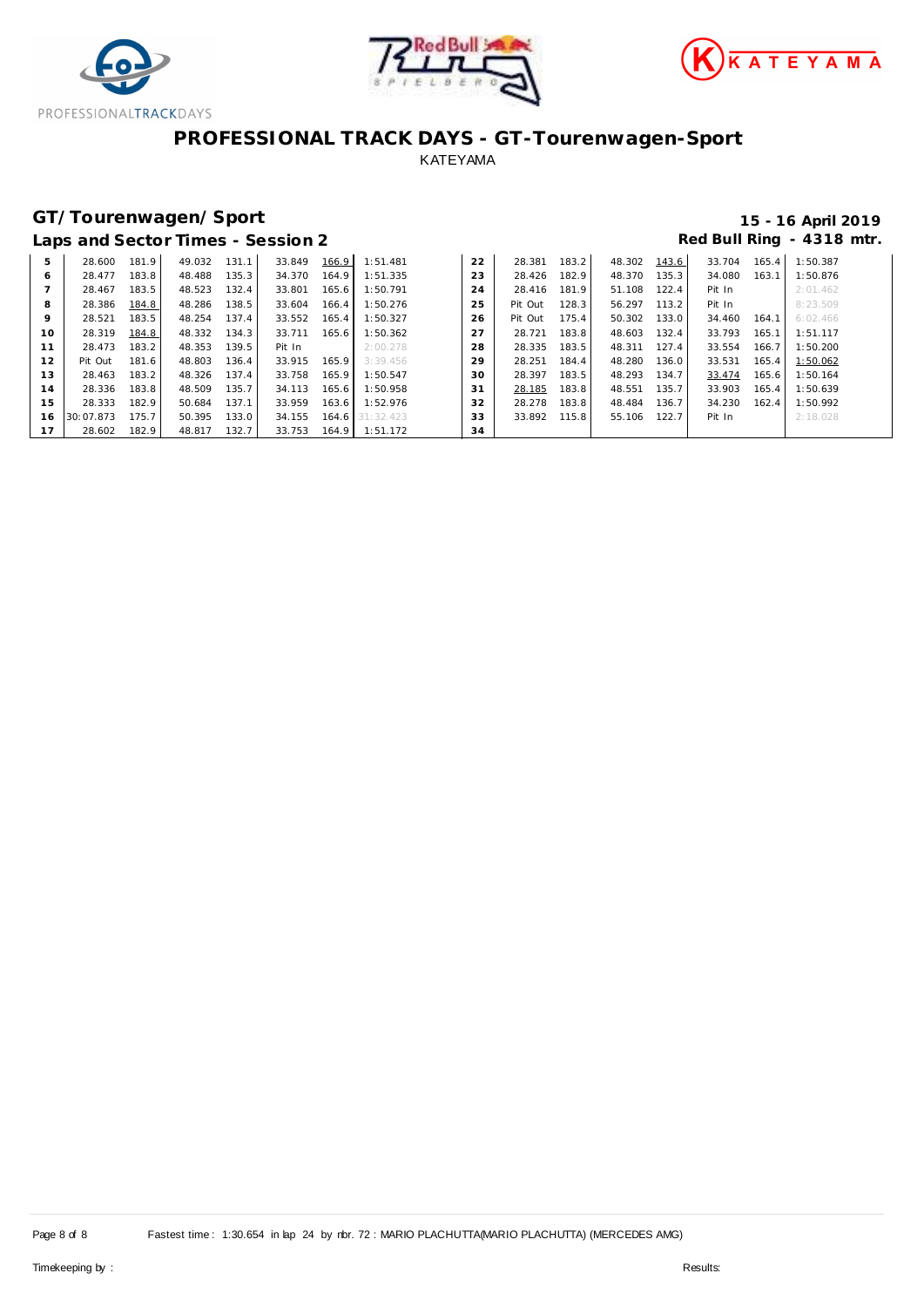PROFESSIONALTRACKDAYS

# PROFESSIONAL TRACK DAYS - GT-Tourenwagen-Sport

KATEYAMA

## GT/Tourenwagen/Sport

**15 - 16 April 2019**

### Laps and Sector Times - Session 2

**Red Bull Ring - 4318 mtr.**

| | | | | | | | | | | | | | | | | |
|---|---|---|---|---|---|---|---|---|---|---|---|---|---|---|---|---|
| 5 | 28.600 | 181.9 | 49.032 | 131.1 | 33.849 | 166.9 | 1:51.481 | | 22 | 28.381 | 183.2 | 48.302 | 143.6 | 33.704 | 165.4 | 1:50.387 |
| 6 | 28.477 | 183.8 | 48.488 | 135.3 | 34.370 | 164.9 | 1:51.335 | | 23 | 28.426 | 182.9 | 48.370 | 135.3 | 34.080 | 163.1 | 1:50.876 |
| 7 | 28.467 | 183.5 | 48.523 | 132.4 | 33.801 | 165.6 | 1:50.791 | | 24 | 28.416 | 181.9 | 51.108 | 122.4 | Pit In | | 2:01.462 |
| 8 | 28.386 | 184.8 | 48.286 | 138.5 | 33.604 | 166.4 | 1:50.276 | | 25 | Pit Out | 128.3 | 56.297 | 113.2 | Pit In | | 8:23.509 |
| 9 | 28.521 | 183.5 | 48.254 | 137.4 | 33.552 | 165.4 | 1:50.327 | | 26 | Pit Out | 175.4 | 50.302 | 133.0 | 34.460 | 164.1 | 6:02.466 |
| 10 | 28.319 | 184.8 | 48.332 | 134.3 | 33.711 | 165.6 | 1:50.362 | | 27 | 28.721 | 183.8 | 48.603 | 132.4 | 33.793 | 165.1 | 1:51.117 |
| 11 | 28.473 | 183.2 | 48.353 | 139.5 | Pit In | | 2:00.278 | | 28 | 28.335 | 183.5 | 48.311 | 127.4 | 33.554 | 166.7 | 1:50.200 |
| 12 | Pit Out | 181.6 | 48.803 | 136.4 | 33.915 | 165.9 | 3:39.456 | | 29 | 28.251 | 184.4 | 48.280 | 136.0 | 33.531 | 165.4 | 1:50.062 |
| 13 | 28.463 | 183.2 | 48.326 | 137.4 | 33.758 | 165.9 | 1:50.547 | | 30 | 28.397 | 183.5 | 48.293 | 134.7 | 33.474 | 165.6 | 1:50.164 |
| 14 | 28.336 | 183.8 | 48.509 | 135.7 | 34.113 | 165.6 | 1:50.958 | | 31 | 28.185 | 183.8 | 48.551 | 135.7 | 33.903 | 165.4 | 1:50.639 |
| 15 | 28.333 | 182.9 | 50.684 | 137.1 | 33.959 | 163.6 | 1:52.976 | | 32 | 28.278 | 183.8 | 48.484 | 136.7 | 34.230 | 162.4 | 1:50.992 |
| 16 | 30:07.873 | 175.7 | 50.395 | 133.0 | 34.155 | 164.6 | 31:32.423 | | 33 | 33.892 | 115.8 | 55.106 | 122.7 | Pit In | | 2:18.028 |
| 17 | 28.602 | 182.9 | 48.817 | 132.7 | 33.753 | 164.9 | 1:51.172 | | 34 | | | | | | | |

Fastest time : 1:30.654 in lap 24 by nbr. 72 : MARIO PLACHUTTA(MARIO PLACHUTTA) (MERCEDES AMG)

Timekeeping by : Results: